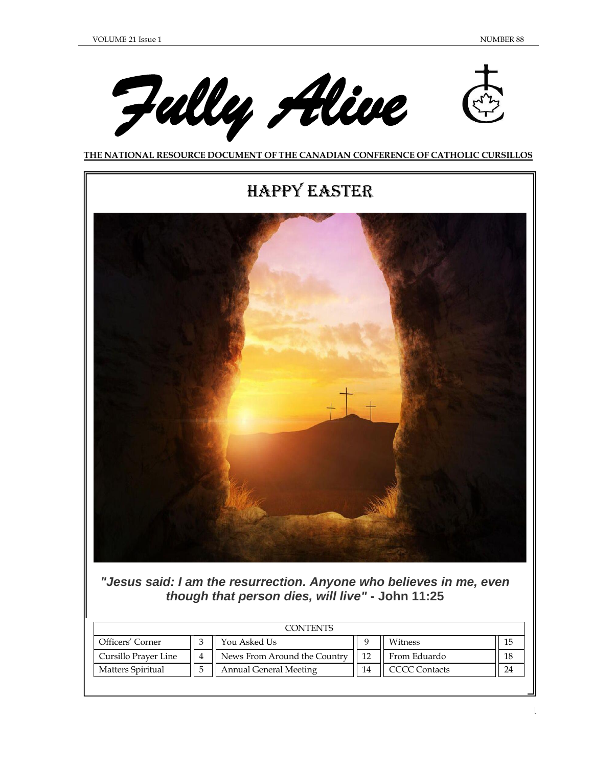VOLUME 21 Issue 1 NUMBER 88

# Fully Alive

**THE NATIONAL RESOURCE DOCUMENT OF THE CANADIAN CONFERENCE OF CATHOLIC CURSILLOS**

## HAPPY EASTER

***"Jesus said: I am the resurrection. Anyone who believes in me, even though that person dies, will live"*** **- John 11:25**

| CONTENTS | | | | | |
|---|---|---|---|---|---|
| Officers' Corner | 3 | You Asked Us | 9 | Witness | 15 |
| Cursillo Prayer Line | 4 | News From Around the Country | 12 | From Eduardo | 18 |
| Matters Spiritual | 5 | Annual General Meeting | 14 | CCCC Contacts | 24 |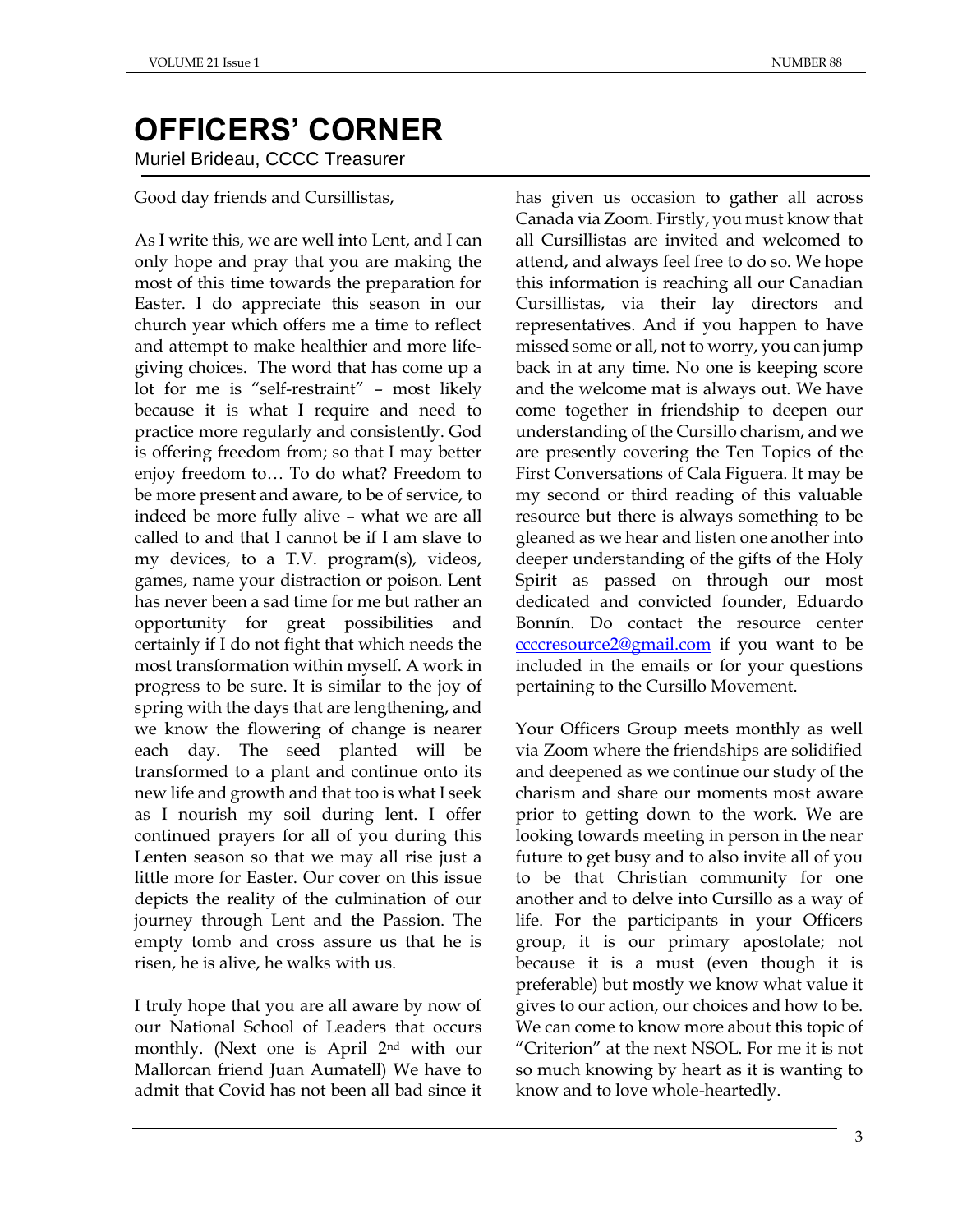# OFFICERS' CORNER

Muriel Brideau, CCCC Treasurer

Good day friends and Cursillistas,

As I write this, we are well into Lent, and I can only hope and pray that you are making the most of this time towards the preparation for Easter. I do appreciate this season in our church year which offers me a time to reflect and attempt to make healthier and more life-giving choices. The word that has come up a lot for me is "self-restraint" – most likely because it is what I require and need to practice more regularly and consistently. God is offering freedom from; so that I may better enjoy freedom to… To do what? Freedom to be more present and aware, to be of service, to indeed be more fully alive – what we are all called to and that I cannot be if I am slave to my devices, to a T.V. program(s), videos, games, name your distraction or poison. Lent has never been a sad time for me but rather an opportunity for great possibilities and certainly if I do not fight that which needs the most transformation within myself. A work in progress to be sure. It is similar to the joy of spring with the days that are lengthening, and we know the flowering of change is nearer each day. The seed planted will be transformed to a plant and continue onto its new life and growth and that too is what I seek as I nourish my soil during lent. I offer continued prayers for all of you during this Lenten season so that we may all rise just a little more for Easter. Our cover on this issue depicts the reality of the culmination of our journey through Lent and the Passion. The empty tomb and cross assure us that he is risen, he is alive, he walks with us.

I truly hope that you are all aware by now of our National School of Leaders that occurs monthly. (Next one is April 2nd with our Mallorcan friend Juan Aumatell) We have to admit that Covid has not been all bad since it has given us occasion to gather all across Canada via Zoom. Firstly, you must know that all Cursillistas are invited and welcomed to attend, and always feel free to do so. We hope this information is reaching all our Canadian Cursillistas, via their lay directors and representatives. And if you happen to have missed some or all, not to worry, you can jump back in at any time. No one is keeping score and the welcome mat is always out. We have come together in friendship to deepen our understanding of the Cursillo charism, and we are presently covering the Ten Topics of the First Conversations of Cala Figuera. It may be my second or third reading of this valuable resource but there is always something to be gleaned as we hear and listen one another into deeper understanding of the gifts of the Holy Spirit as passed on through our most dedicated and convicted founder, Eduardo Bonnín. Do contact the resource center ccccresource2@gmail.com if you want to be included in the emails or for your questions pertaining to the Cursillo Movement.

Your Officers Group meets monthly as well via Zoom where the friendships are solidified and deepened as we continue our study of the charism and share our moments most aware prior to getting down to the work. We are looking towards meeting in person in the near future to get busy and to also invite all of you to be that Christian community for one another and to delve into Cursillo as a way of life. For the participants in your Officers group, it is our primary apostolate; not because it is a must (even though it is preferable) but mostly we know what value it gives to our action, our choices and how to be. We can come to know more about this topic of "Criterion" at the next NSOL. For me it is not so much knowing by heart as it is wanting to know and to love whole-heartedly.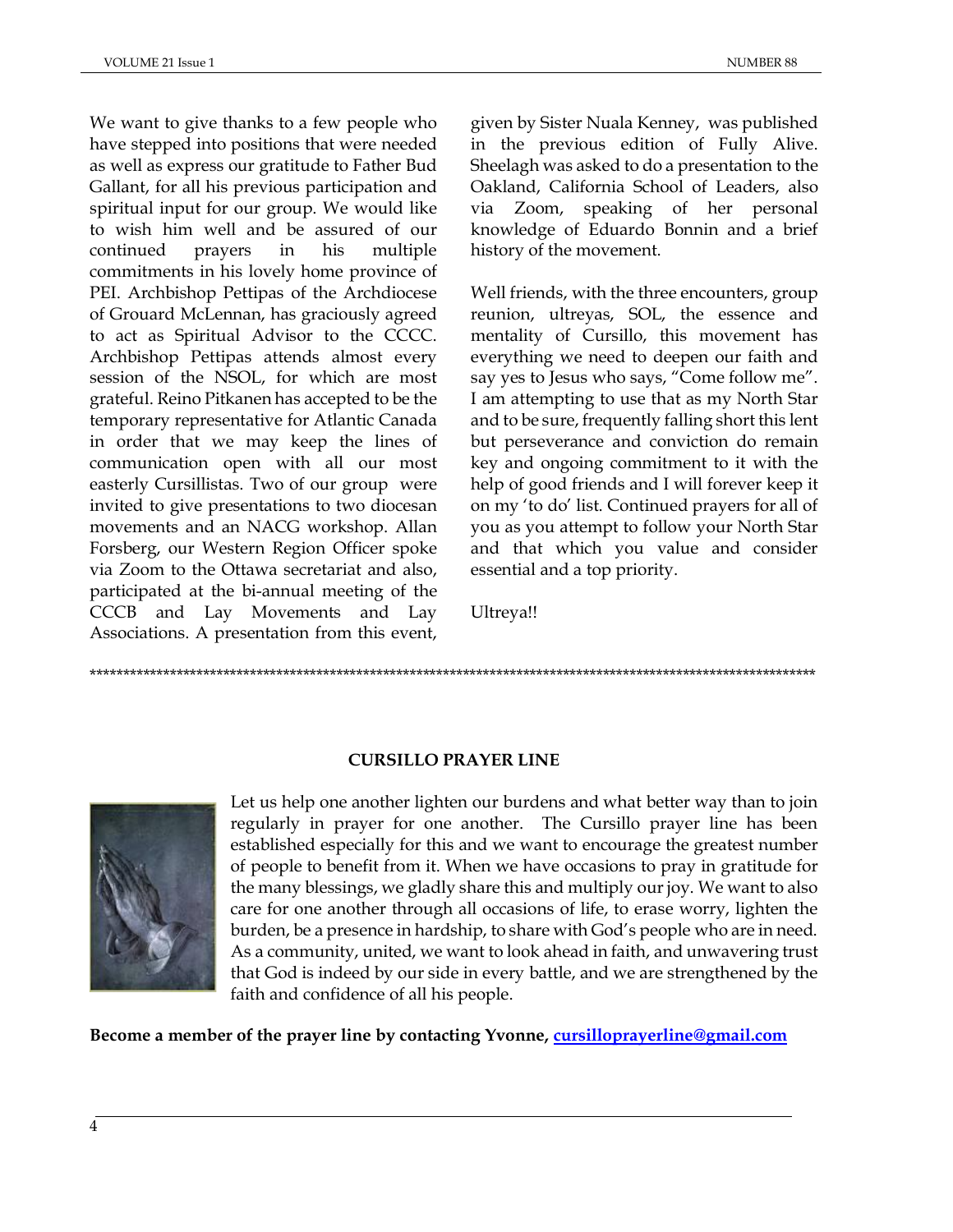We want to give thanks to a few people who have stepped into positions that were needed as well as express our gratitude to Father Bud Gallant, for all his previous participation and spiritual input for our group. We would like to wish him well and be assured of our continued prayers in his multiple commitments in his lovely home province of PEI. Archbishop Pettipas of the Archdiocese of Grouard McLennan, has graciously agreed to act as Spiritual Advisor to the CCCC. Archbishop Pettipas attends almost every session of the NSOL, for which are most grateful. Reino Pitkanen has accepted to be the temporary representative for Atlantic Canada in order that we may keep the lines of communication open with all our most easterly Cursillistas. Two of our group were invited to give presentations to two diocesan movements and an NACG workshop. Allan Forsberg, our Western Region Officer spoke via Zoom to the Ottawa secretariat and also, participated at the bi-annual meeting of the CCCB and Lay Movements and Lay Associations. A presentation from this event, given by Sister Nuala Kenney, was published in the previous edition of Fully Alive. Sheelagh was asked to do a presentation to the Oakland, California School of Leaders, also via Zoom, speaking of her personal knowledge of Eduardo Bonnin and a brief history of the movement.

Well friends, with the three encounters, group reunion, ultreyas, SOL, the essence and mentality of Cursillo, this movement has everything we need to deepen our faith and say yes to Jesus who says, "Come follow me". I am attempting to use that as my North Star and to be sure, frequently falling short this lent but perseverance and conviction do remain key and ongoing commitment to it with the help of good friends and I will forever keep it on my 'to do' list. Continued prayers for all of you as you attempt to follow your North Star and that which you value and consider essential and a top priority.

Ultreya!!

\*\*\*\*\*\*\*\*\*\*\*\*\*\*\*\*\*\*\*\*\*\*\*\*\*\*\*\*\*\*\*\*\*\*\*\*\*\*\*\*\*\*\*\*\*\*\*\*\*\*\*\*\*\*\*\*\*\*\*\*\*\*\*\*\*\*\*\*\*\*\*\*\*\*\*\*\*\*\*\*\*\*\*\*\*\*\*\*\*\*\*\*\*\*

**CURSILLO PRAYER LINE**

Let us help one another lighten our burdens and what better way than to join regularly in prayer for one another. The Cursillo prayer line has been established especially for this and we want to encourage the greatest number of people to benefit from it. When we have occasions to pray in gratitude for the many blessings, we gladly share this and multiply our joy. We want to also care for one another through all occasions of life, to erase worry, lighten the burden, be a presence in hardship, to share with God's people who are in need. As a community, united, we want to look ahead in faith, and unwavering trust that God is indeed by our side in every battle, and we are strengthened by the faith and confidence of all his people.

**Become a member of the prayer line by contacting Yvonne, cursilloprayerline@gmail.com**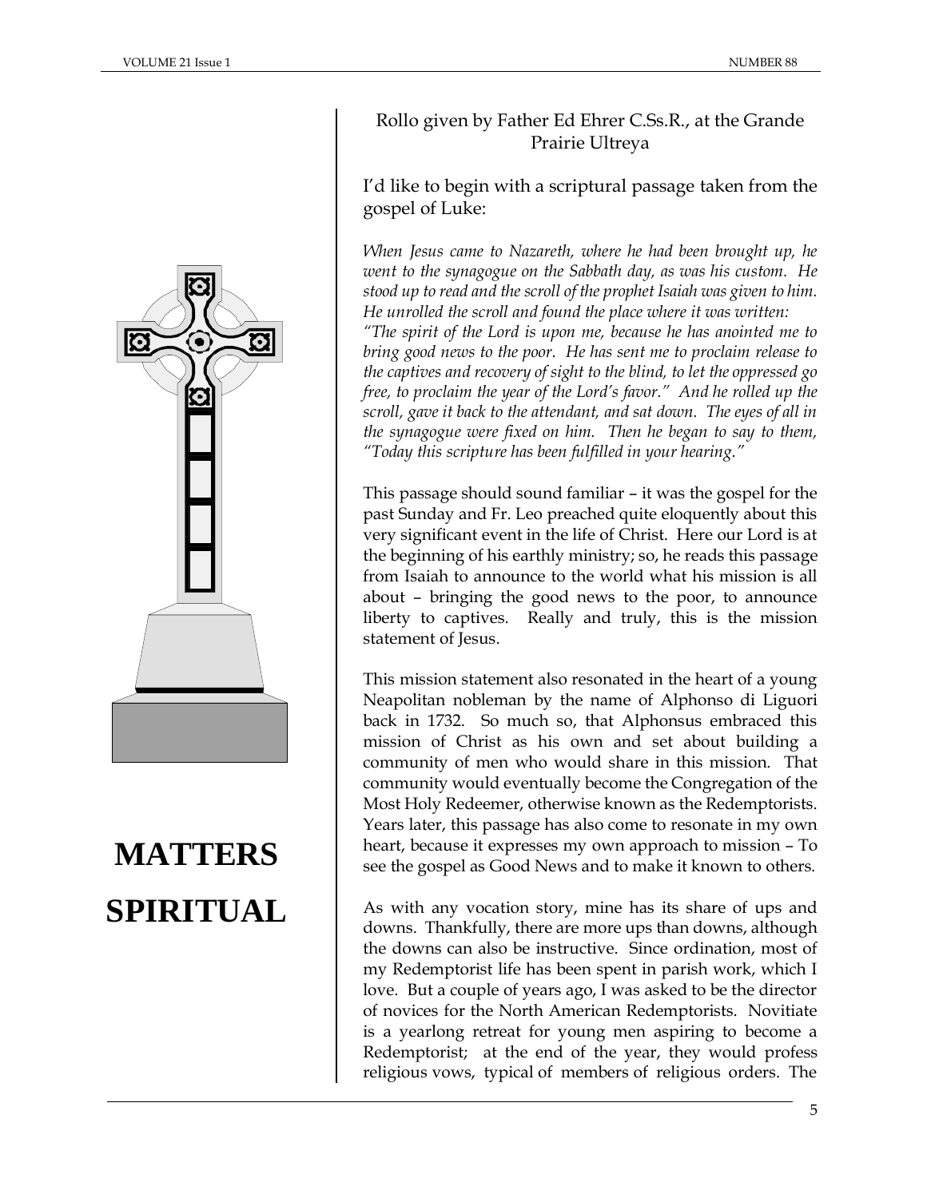# MATTERS SPIRITUAL

Rollo given by Father Ed Ehrer C.Ss.R., at the Grande Prairie Ultreya

I'd like to begin with a scriptural passage taken from the gospel of Luke:

*When Jesus came to Nazareth, where he had been brought up, he went to the synagogue on the Sabbath day, as was his custom. He stood up to read and the scroll of the prophet Isaiah was given to him. He unrolled the scroll and found the place where it was written: "The spirit of the Lord is upon me, because he has anointed me to bring good news to the poor. He has sent me to proclaim release to the captives and recovery of sight to the blind, to let the oppressed go free, to proclaim the year of the Lord's favor." And he rolled up the scroll, gave it back to the attendant, and sat down. The eyes of all in the synagogue were fixed on him. Then he began to say to them, "Today this scripture has been fulfilled in your hearing."*

This passage should sound familiar – it was the gospel for the past Sunday and Fr. Leo preached quite eloquently about this very significant event in the life of Christ. Here our Lord is at the beginning of his earthly ministry; so, he reads this passage from Isaiah to announce to the world what his mission is all about – bringing the good news to the poor, to announce liberty to captives. Really and truly, this is the mission statement of Jesus.

This mission statement also resonated in the heart of a young Neapolitan nobleman by the name of Alphonso di Liguori back in 1732. So much so, that Alphonsus embraced this mission of Christ as his own and set about building a community of men who would share in this mission. That community would eventually become the Congregation of the Most Holy Redeemer, otherwise known as the Redemptorists. Years later, this passage has also come to resonate in my own heart, because it expresses my own approach to mission – To see the gospel as Good News and to make it known to others.

As with any vocation story, mine has its share of ups and downs. Thankfully, there are more ups than downs, although the downs can also be instructive. Since ordination, most of my Redemptorist life has been spent in parish work, which I love. But a couple of years ago, I was asked to be the director of novices for the North American Redemptorists. Novitiate is a yearlong retreat for young men aspiring to become a Redemptorist; at the end of the year, they would profess religious vows, typical of members of religious orders. The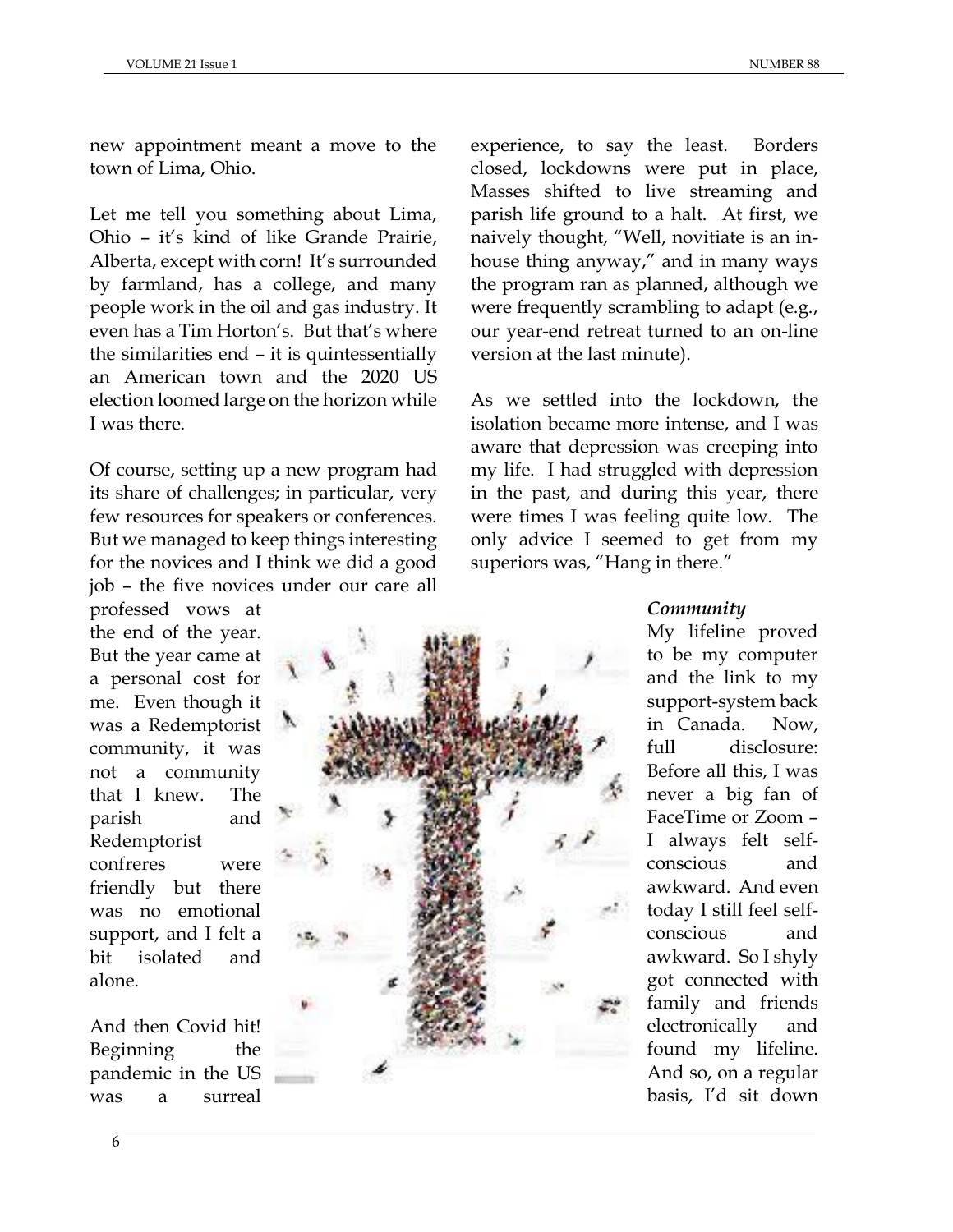new appointment meant a move to the town of Lima, Ohio.

Let me tell you something about Lima, Ohio – it's kind of like Grande Prairie, Alberta, except with corn! It's surrounded by farmland, has a college, and many people work in the oil and gas industry. It even has a Tim Horton's. But that's where the similarities end – it is quintessentially an American town and the 2020 US election loomed large on the horizon while I was there.

Of course, setting up a new program had its share of challenges; in particular, very few resources for speakers or conferences. But we managed to keep things interesting for the novices and I think we did a good job – the five novices under our care all professed vows at the end of the year. But the year came at a personal cost for me. Even though it was a Redemptorist community, it was not a community that I knew. The parish and Redemptorist confreres were friendly but there was no emotional support, and I felt a bit isolated and alone.

And then Covid hit! Beginning the pandemic in the US was a surreal experience, to say the least. Borders closed, lockdowns were put in place, Masses shifted to live streaming and parish life ground to a halt. At first, we naively thought, "Well, novitiate is an in-house thing anyway," and in many ways the program ran as planned, although we were frequently scrambling to adapt (e.g., our year-end retreat turned to an on-line version at the last minute).

As we settled into the lockdown, the isolation became more intense, and I was aware that depression was creeping into my life. I had struggled with depression in the past, and during this year, there were times I was feeling quite low. The only advice I seemed to get from my superiors was, "Hang in there."

***Community***

My lifeline proved to be my computer and the link to my support-system back in Canada. Now, full disclosure: Before all this, I was never a big fan of FaceTime or Zoom – I always felt self-conscious and awkward. And even today I still feel self-conscious and awkward. So I shyly got connected with family and friends electronically and found my lifeline. And so, on a regular basis, I'd sit down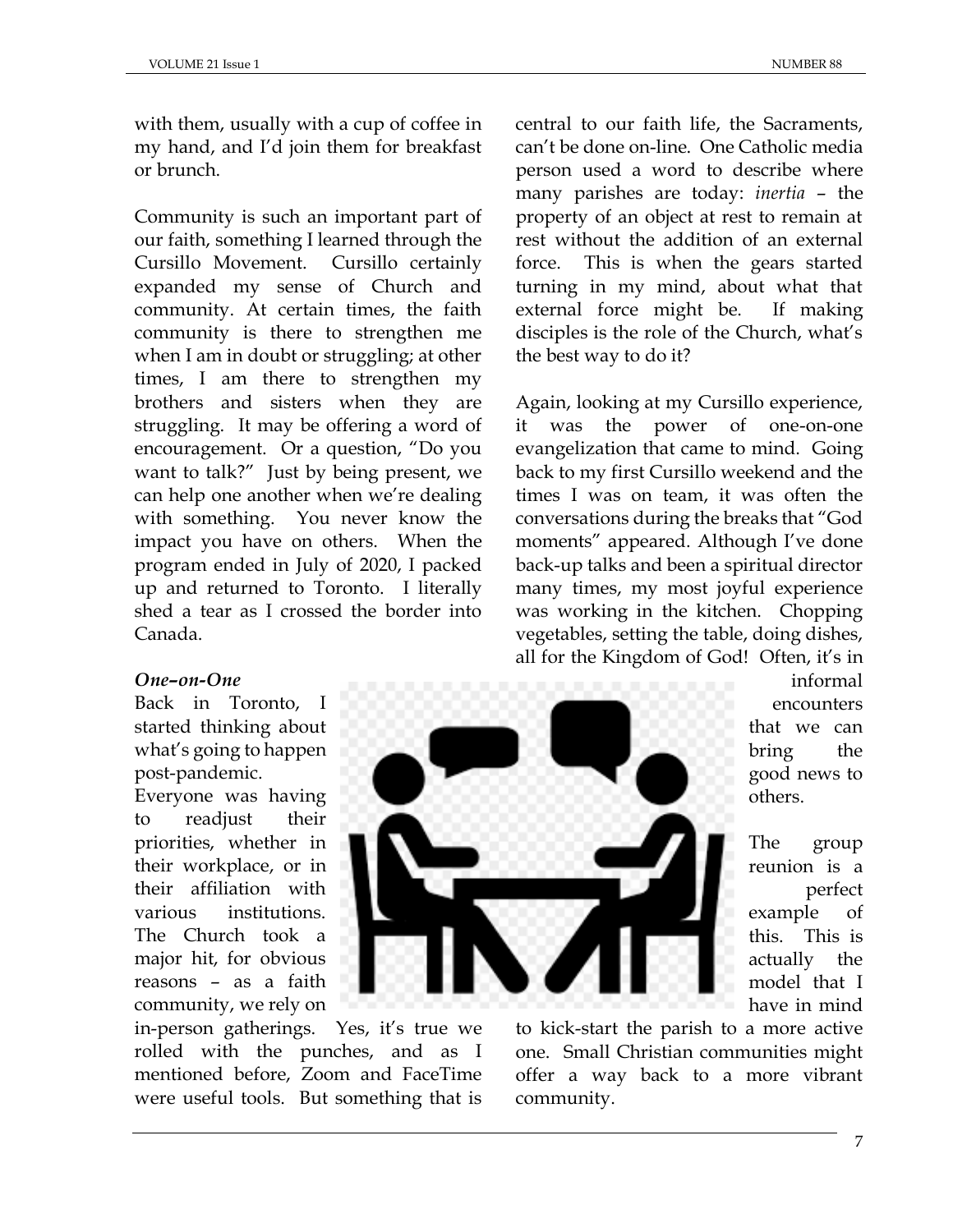with them, usually with a cup of coffee in my hand, and I'd join them for breakfast or brunch.

Community is such an important part of our faith, something I learned through the Cursillo Movement. Cursillo certainly expanded my sense of Church and community. At certain times, the faith community is there to strengthen me when I am in doubt or struggling; at other times, I am there to strengthen my brothers and sisters when they are struggling. It may be offering a word of encouragement. Or a question, "Do you want to talk?" Just by being present, we can help one another when we're dealing with something. You never know the impact you have on others. When the program ended in July of 2020, I packed up and returned to Toronto. I literally shed a tear as I crossed the border into Canada.

***One–on-One***

Back in Toronto, I started thinking about what's going to happen post-pandemic. Everyone was having to readjust their priorities, whether in their workplace, or in their affiliation with various institutions. The Church took a major hit, for obvious reasons – as a faith community, we rely on in-person gatherings. Yes, it's true we rolled with the punches, and as I mentioned before, Zoom and FaceTime were useful tools. But something that is central to our faith life, the Sacraments, can't be done on-line. One Catholic media person used a word to describe where many parishes are today: *inertia* – the property of an object at rest to remain at rest without the addition of an external force. This is when the gears started turning in my mind, about what that external force might be. If making disciples is the role of the Church, what's the best way to do it?

Again, looking at my Cursillo experience, it was the power of one-on-one evangelization that came to mind. Going back to my first Cursillo weekend and the times I was on team, it was often the conversations during the breaks that "God moments" appeared. Although I've done back-up talks and been a spiritual director many times, my most joyful experience was working in the kitchen. Chopping vegetables, setting the table, doing dishes, all for the Kingdom of God! Often, it's in informal encounters that we can bring the good news to others.

The group reunion is a perfect example of this. This is actually the model that I have in mind to kick-start the parish to a more active one. Small Christian communities might offer a way back to a more vibrant community.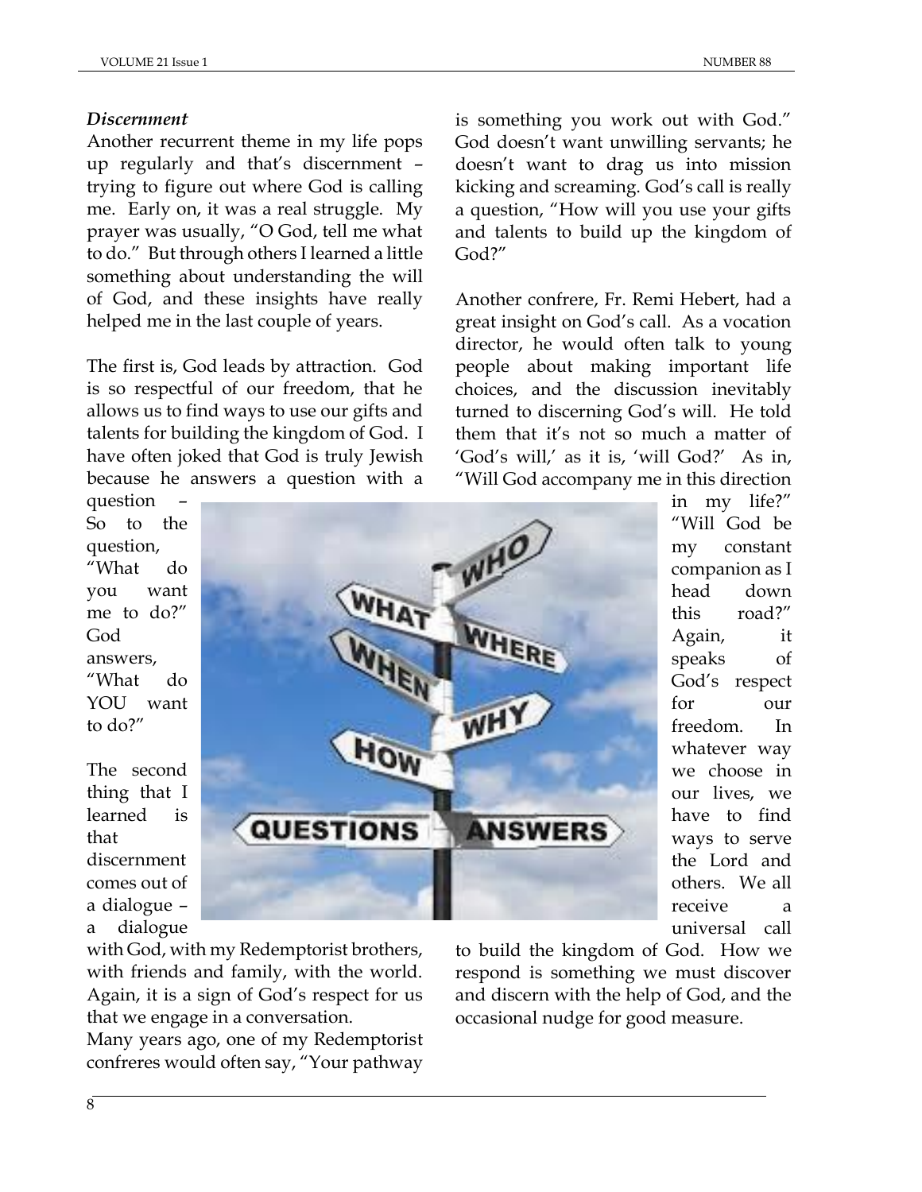***Discernment***

Another recurrent theme in my life pops up regularly and that's discernment – trying to figure out where God is calling me. Early on, it was a real struggle. My prayer was usually, "O God, tell me what to do." But through others I learned a little something about understanding the will of God, and these insights have really helped me in the last couple of years.

The first is, God leads by attraction. God is so respectful of our freedom, that he allows us to find ways to use our gifts and talents for building the kingdom of God. I have often joked that God is truly Jewish because he answers a question with a question – So to the question, "What do you want me to do?" God answers, "What do YOU want to do?"

The second thing that I learned is that discernment comes out of a dialogue – a dialogue with God, with my Redemptorist brothers, with friends and family, with the world. Again, it is a sign of God's respect for us that we engage in a conversation.

Many years ago, one of my Redemptorist confreres would often say, "Your pathway is something you work out with God." God doesn't want unwilling servants; he doesn't want to drag us into mission kicking and screaming. God's call is really a question, "How will you use your gifts and talents to build up the kingdom of God?"

Another confrere, Fr. Remi Hebert, had a great insight on God's call. As a vocation director, he would often talk to young people about making important life choices, and the discussion inevitably turned to discerning God's will. He told them that it's not so much a matter of 'God's will,' as it is, 'will God?' As in, "Will God accompany me in this direction in my life?" "Will God be my constant companion as I head down this road?" Again, it speaks of God's respect for our freedom. In whatever way we choose in our lives, we have to find ways to serve the Lord and others. We all receive a universal call to build the kingdom of God. How we respond is something we must discover and discern with the help of God, and the occasional nudge for good measure.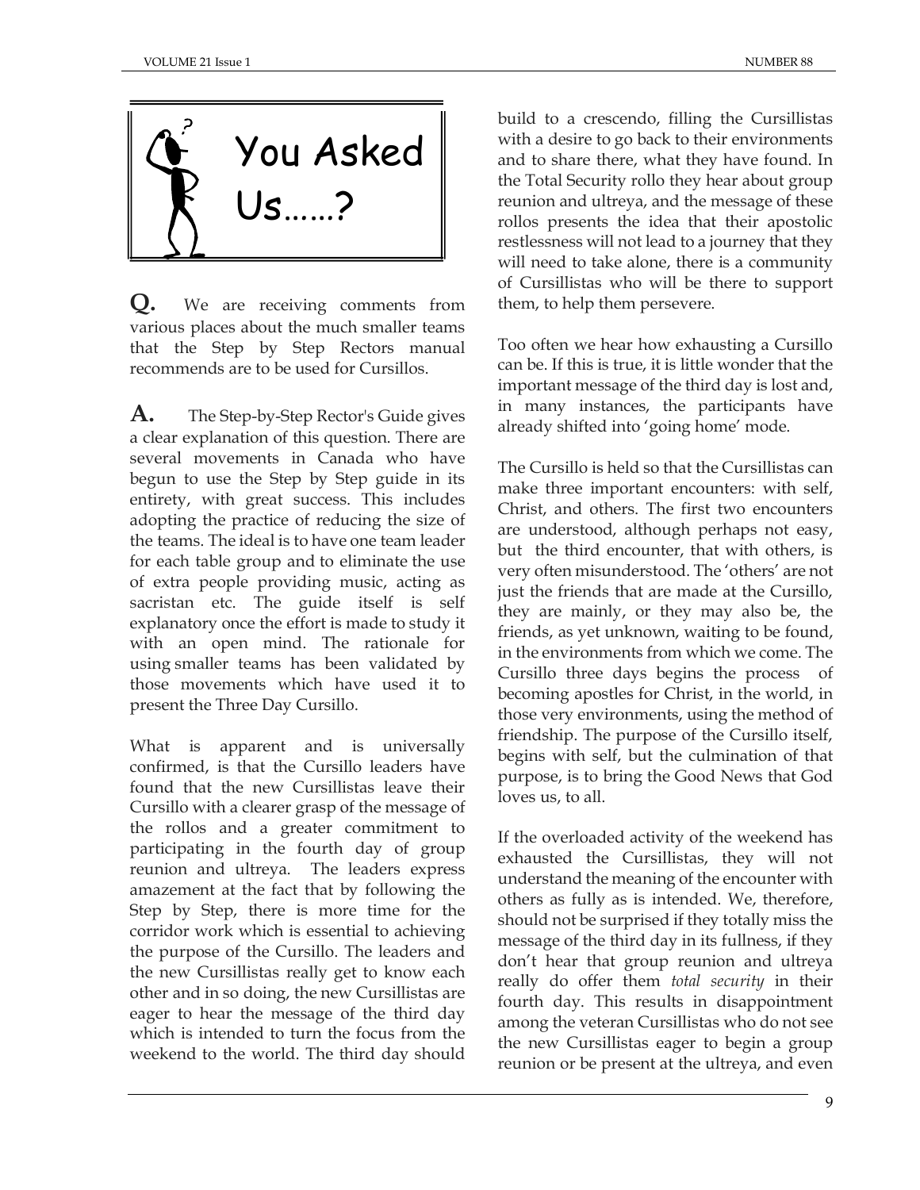# You Asked Us......?

**Q.** We are receiving comments from various places about the much smaller teams that the Step by Step Rectors manual recommends are to be used for Cursillos.

**A.** The Step-by-Step Rector's Guide gives a clear explanation of this question. There are several movements in Canada who have begun to use the Step by Step guide in its entirety, with great success. This includes adopting the practice of reducing the size of the teams. The ideal is to have one team leader for each table group and to eliminate the use of extra people providing music, acting as sacristan etc. The guide itself is self explanatory once the effort is made to study it with an open mind. The rationale for using smaller teams has been validated by those movements which have used it to present the Three Day Cursillo.

What is apparent and is universally confirmed, is that the Cursillo leaders have found that the new Cursillistas leave their Cursillo with a clearer grasp of the message of the rollos and a greater commitment to participating in the fourth day of group reunion and ultreya. The leaders express amazement at the fact that by following the Step by Step, there is more time for the corridor work which is essential to achieving the purpose of the Cursillo. The leaders and the new Cursillistas really get to know each other and in so doing, the new Cursillistas are eager to hear the message of the third day which is intended to turn the focus from the weekend to the world. The third day should build to a crescendo, filling the Cursillistas with a desire to go back to their environments and to share there, what they have found. In the Total Security rollo they hear about group reunion and ultreya, and the message of these rollos presents the idea that their apostolic restlessness will not lead to a journey that they will need to take alone, there is a community of Cursillistas who will be there to support them, to help them persevere.

Too often we hear how exhausting a Cursillo can be. If this is true, it is little wonder that the important message of the third day is lost and, in many instances, the participants have already shifted into 'going home' mode.

The Cursillo is held so that the Cursillistas can make three important encounters: with self, Christ, and others. The first two encounters are understood, although perhaps not easy, but the third encounter, that with others, is very often misunderstood. The 'others' are not just the friends that are made at the Cursillo, they are mainly, or they may also be, the friends, as yet unknown, waiting to be found, in the environments from which we come. The Cursillo three days begins the process of becoming apostles for Christ, in the world, in those very environments, using the method of friendship. The purpose of the Cursillo itself, begins with self, but the culmination of that purpose, is to bring the Good News that God loves us, to all.

If the overloaded activity of the weekend has exhausted the Cursillistas, they will not understand the meaning of the encounter with others as fully as is intended. We, therefore, should not be surprised if they totally miss the message of the third day in its fullness, if they don't hear that group reunion and ultreya really do offer them *total security* in their fourth day. This results in disappointment among the veteran Cursillistas who do not see the new Cursillistas eager to begin a group reunion or be present at the ultreya, and even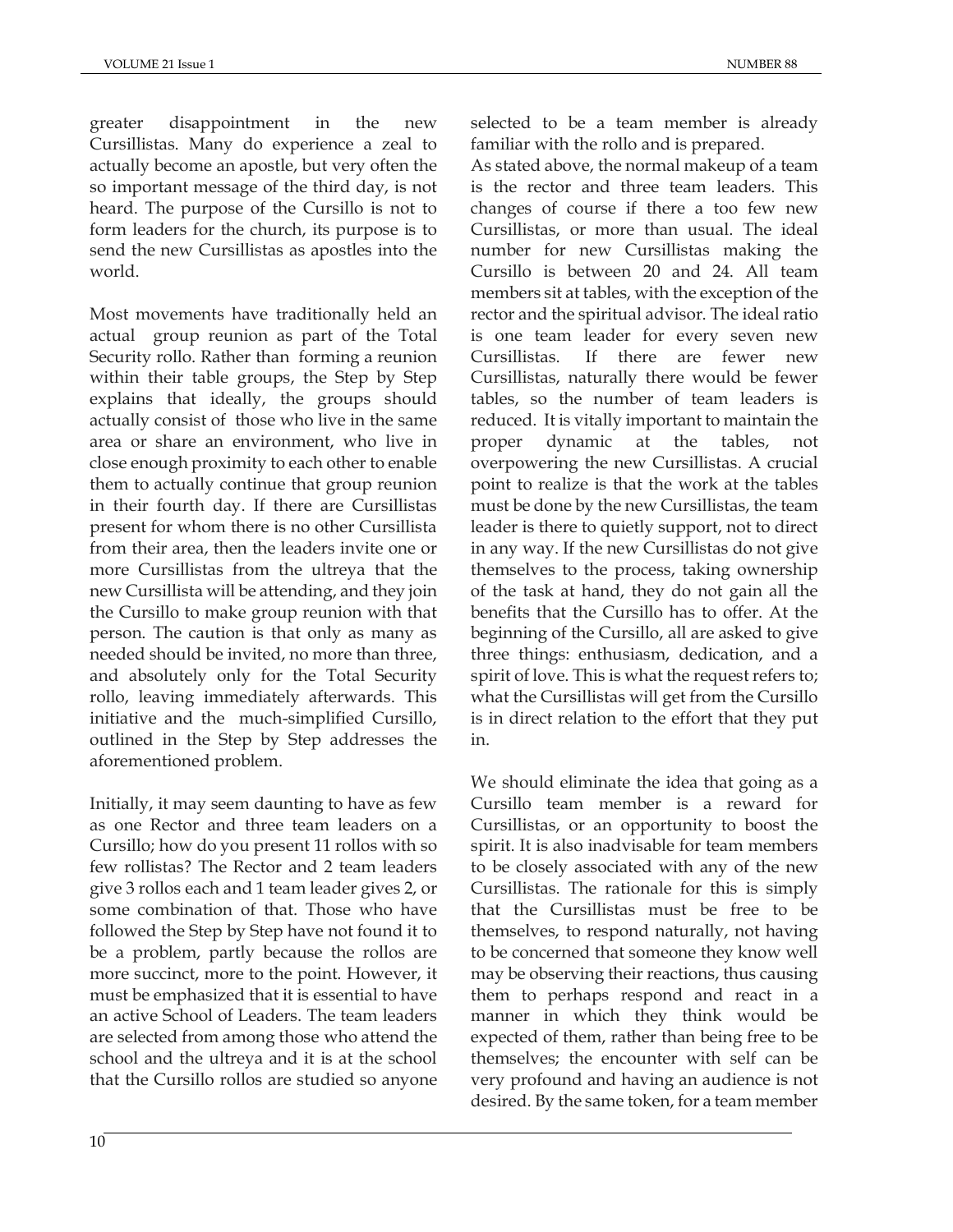greater disappointment in the new Cursillistas. Many do experience a zeal to actually become an apostle, but very often the so important message of the third day, is not heard. The purpose of the Cursillo is not to form leaders for the church, its purpose is to send the new Cursillistas as apostles into the world.

Most movements have traditionally held an actual group reunion as part of the Total Security rollo. Rather than forming a reunion within their table groups, the Step by Step explains that ideally, the groups should actually consist of those who live in the same area or share an environment, who live in close enough proximity to each other to enable them to actually continue that group reunion in their fourth day. If there are Cursillistas present for whom there is no other Cursillista from their area, then the leaders invite one or more Cursillistas from the ultreya that the new Cursillista will be attending, and they join the Cursillo to make group reunion with that person. The caution is that only as many as needed should be invited, no more than three, and absolutely only for the Total Security rollo, leaving immediately afterwards. This initiative and the much-simplified Cursillo, outlined in the Step by Step addresses the aforementioned problem.

Initially, it may seem daunting to have as few as one Rector and three team leaders on a Cursillo; how do you present 11 rollos with so few rollistas? The Rector and 2 team leaders give 3 rollos each and 1 team leader gives 2, or some combination of that. Those who have followed the Step by Step have not found it to be a problem, partly because the rollos are more succinct, more to the point. However, it must be emphasized that it is essential to have an active School of Leaders. The team leaders are selected from among those who attend the school and the ultreya and it is at the school that the Cursillo rollos are studied so anyone selected to be a team member is already familiar with the rollo and is prepared.

As stated above, the normal makeup of a team is the rector and three team leaders. This changes of course if there a too few new Cursillistas, or more than usual. The ideal number for new Cursillistas making the Cursillo is between 20 and 24. All team members sit at tables, with the exception of the rector and the spiritual advisor. The ideal ratio is one team leader for every seven new Cursillistas. If there are fewer new Cursillistas, naturally there would be fewer tables, so the number of team leaders is reduced. It is vitally important to maintain the proper dynamic at the tables, not overpowering the new Cursillistas. A crucial point to realize is that the work at the tables must be done by the new Cursillistas, the team leader is there to quietly support, not to direct in any way. If the new Cursillistas do not give themselves to the process, taking ownership of the task at hand, they do not gain all the benefits that the Cursillo has to offer. At the beginning of the Cursillo, all are asked to give three things: enthusiasm, dedication, and a spirit of love. This is what the request refers to; what the Cursillistas will get from the Cursillo is in direct relation to the effort that they put in.

We should eliminate the idea that going as a Cursillo team member is a reward for Cursillistas, or an opportunity to boost the spirit. It is also inadvisable for team members to be closely associated with any of the new Cursillistas. The rationale for this is simply that the Cursillistas must be free to be themselves, to respond naturally, not having to be concerned that someone they know well may be observing their reactions, thus causing them to perhaps respond and react in a manner in which they think would be expected of them, rather than being free to be themselves; the encounter with self can be very profound and having an audience is not desired. By the same token, for a team member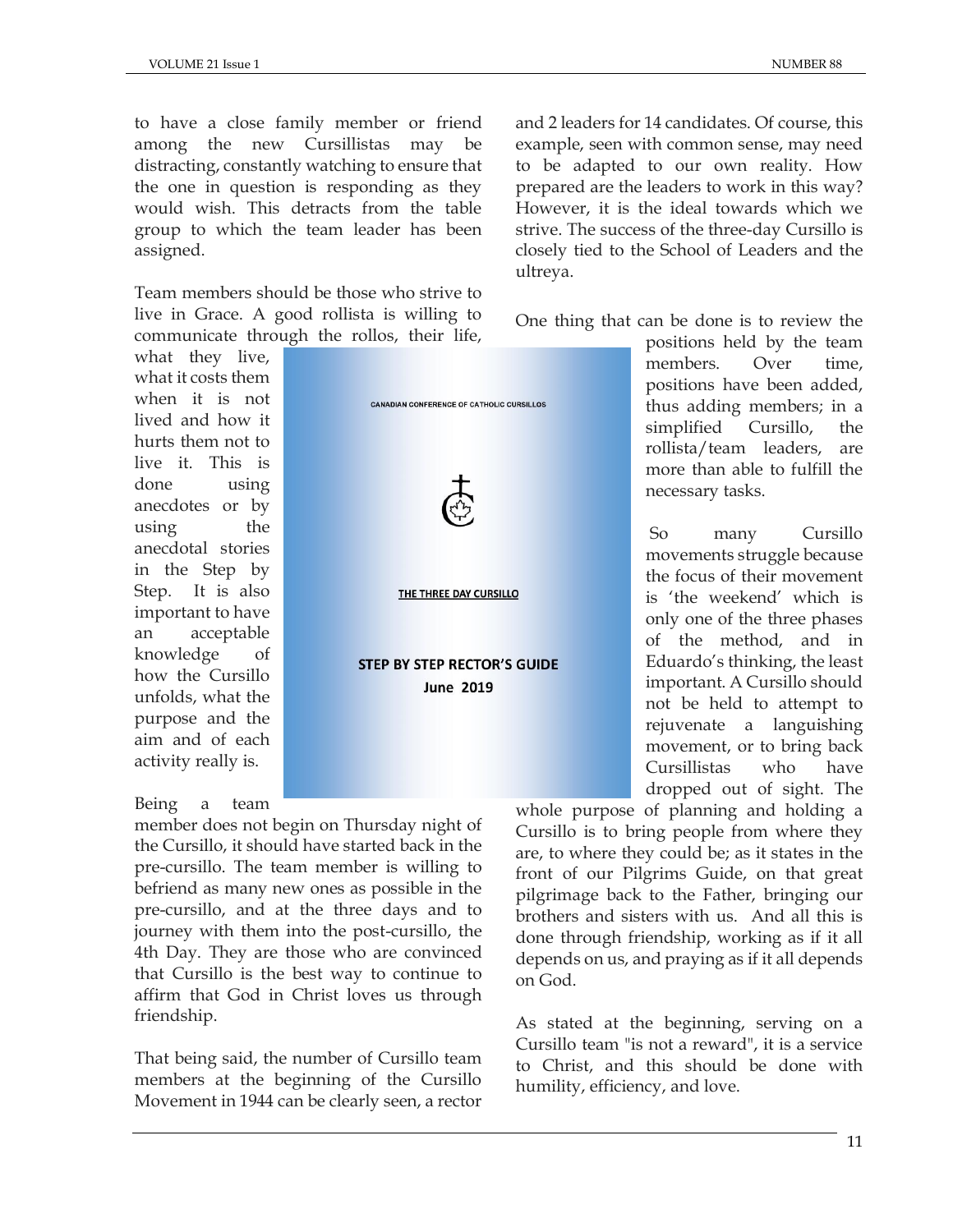to have a close family member or friend among the new Cursillistas may be distracting, constantly watching to ensure that the one in question is responding as they would wish. This detracts from the table group to which the team leader has been assigned.

Team members should be those who strive to live in Grace. A good rollista is willing to communicate through the rollos, their life, what they live, what it costs them when it is not lived and how it hurts them not to live it. This is done using anecdotes or by using the anecdotal stories in the Step by Step. It is also important to have an acceptable knowledge of how the Cursillo unfolds, what the purpose and the aim and of each activity really is.

CANADIAN CONFERENCE OF CATHOLIC CURSILLOS

THE THREE DAY CURSILLO

**STEP BY STEP RECTOR'S GUIDE**
**June 2019**

Being a team member does not begin on Thursday night of the Cursillo, it should have started back in the pre-cursillo. The team member is willing to befriend as many new ones as possible in the pre-cursillo, and at the three days and to journey with them into the post-cursillo, the 4th Day. They are those who are convinced that Cursillo is the best way to continue to affirm that God in Christ loves us through friendship.

That being said, the number of Cursillo team members at the beginning of the Cursillo Movement in 1944 can be clearly seen, a rector and 2 leaders for 14 candidates. Of course, this example, seen with common sense, may need to be adapted to our own reality. How prepared are the leaders to work in this way? However, it is the ideal towards which we strive. The success of the three-day Cursillo is closely tied to the School of Leaders and the ultreya.

One thing that can be done is to review the positions held by the team members. Over time, positions have been added, thus adding members; in a simplified Cursillo, the rollista/team leaders, are more than able to fulfill the necessary tasks.

So many Cursillo movements struggle because the focus of their movement is 'the weekend' which is only one of the three phases of the method, and in Eduardo's thinking, the least important. A Cursillo should not be held to attempt to rejuvenate a languishing movement, or to bring back Cursillistas who have dropped out of sight. The whole purpose of planning and holding a Cursillo is to bring people from where they are, to where they could be; as it states in the front of our Pilgrims Guide, on that great pilgrimage back to the Father, bringing our brothers and sisters with us. And all this is done through friendship, working as if it all depends on us, and praying as if it all depends on God.

As stated at the beginning, serving on a Cursillo team "is not a reward", it is a service to Christ, and this should be done with humility, efficiency, and love.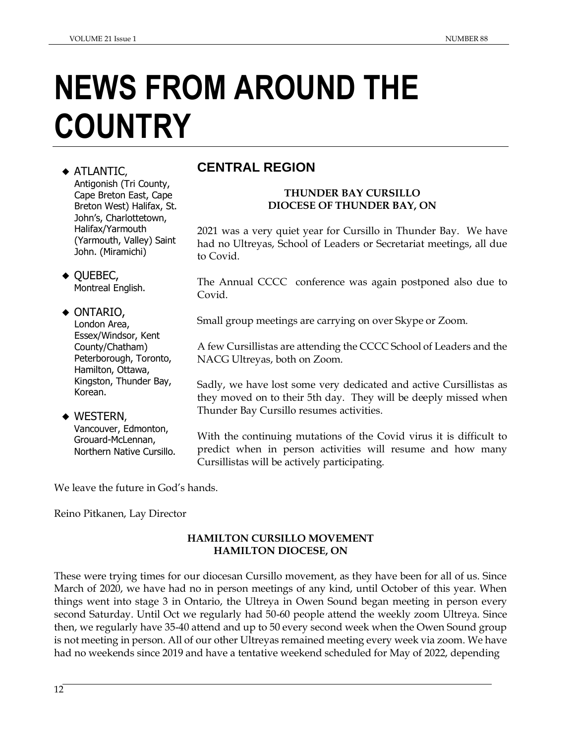# NEWS FROM AROUND THE COUNTRY

- **ATLANTIC,**
  Antigonish (Tri County, Cape Breton East, Cape Breton West) Halifax, St. John's, Charlottetown, Halifax/Yarmouth (Yarmouth, Valley) Saint John. (Miramichi)
- **QUEBEC,**
  Montreal English.
- **ONTARIO,**
  London Area, Essex/Windsor, Kent County/Chatham) Peterborough, Toronto, Hamilton, Ottawa, Kingston, Thunder Bay, Korean.
- **WESTERN,**
  Vancouver, Edmonton, Grouard-McLennan, Northern Native Cursillo.

## CENTRAL REGION

### THUNDER BAY CURSILLO
### DIOCESE OF THUNDER BAY, ON

2021 was a very quiet year for Cursillo in Thunder Bay. We have had no Ultreyas, School of Leaders or Secretariat meetings, all due to Covid.

The Annual CCCC conference was again postponed also due to Covid.

Small group meetings are carrying on over Skype or Zoom.

A few Cursillistas are attending the CCCC School of Leaders and the NACG Ultreyas, both on Zoom.

Sadly, we have lost some very dedicated and active Cursillistas as they moved on to their 5th day. They will be deeply missed when Thunder Bay Cursillo resumes activities.

With the continuing mutations of the Covid virus it is difficult to predict when in person activities will resume and how many Cursillistas will be actively participating.

We leave the future in God's hands.

Reino Pitkanen, Lay Director

### HAMILTON CURSILLO MOVEMENT
### HAMILTON DIOCESE, ON

These were trying times for our diocesan Cursillo movement, as they have been for all of us. Since March of 2020, we have had no in person meetings of any kind, until October of this year. When things went into stage 3 in Ontario, the Ultreya in Owen Sound began meeting in person every second Saturday. Until Oct we regularly had 50-60 people attend the weekly zoom Ultreya. Since then, we regularly have 35-40 attend and up to 50 every second week when the Owen Sound group is not meeting in person. All of our other Ultreyas remained meeting every week via zoom. We have had no weekends since 2019 and have a tentative weekend scheduled for May of 2022, depending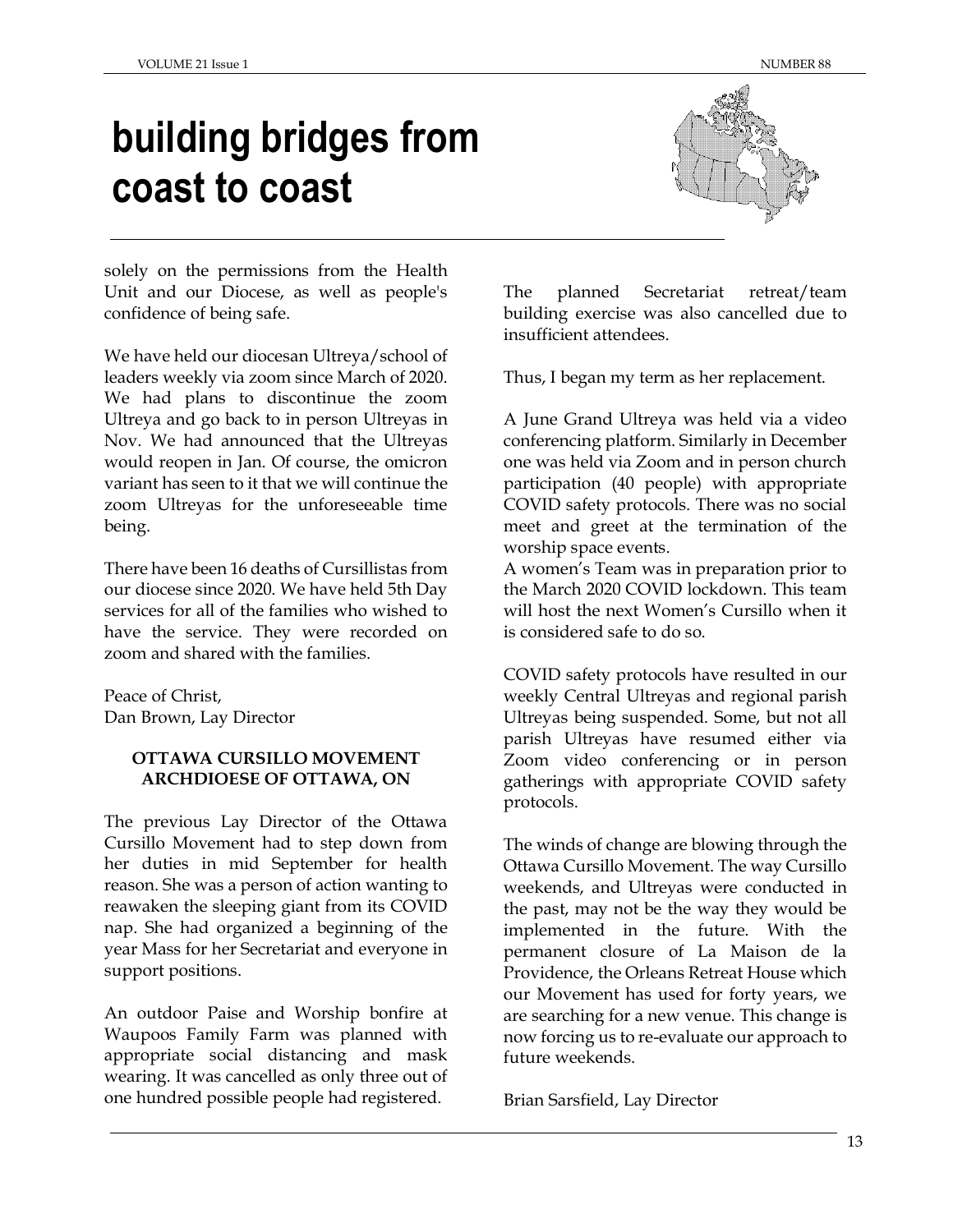# building bridges from coast to coast

solely on the permissions from the Health Unit and our Diocese, as well as people's confidence of being safe.

We have held our diocesan Ultreya/school of leaders weekly via zoom since March of 2020. We had plans to discontinue the zoom Ultreya and go back to in person Ultreyas in Nov. We had announced that the Ultreyas would reopen in Jan. Of course, the omicron variant has seen to it that we will continue the zoom Ultreyas for the unforeseeable time being.

There have been 16 deaths of Cursillistas from our diocese since 2020. We have held 5th Day services for all of the families who wished to have the service. They were recorded on zoom and shared with the families.

Peace of Christ,
Dan Brown, Lay Director

**OTTAWA CURSILLO MOVEMENT ARCHDIOESE OF OTTAWA, ON**

The previous Lay Director of the Ottawa Cursillo Movement had to step down from her duties in mid September for health reason. She was a person of action wanting to reawaken the sleeping giant from its COVID nap. She had organized a beginning of the year Mass for her Secretariat and everyone in support positions.

An outdoor Paise and Worship bonfire at Waupoos Family Farm was planned with appropriate social distancing and mask wearing. It was cancelled as only three out of one hundred possible people had registered.

The planned Secretariat retreat/team building exercise was also cancelled due to insufficient attendees.

Thus, I began my term as her replacement.

A June Grand Ultreya was held via a video conferencing platform. Similarly in December one was held via Zoom and in person church participation (40 people) with appropriate COVID safety protocols. There was no social meet and greet at the termination of the worship space events.
A women's Team was in preparation prior to the March 2020 COVID lockdown. This team will host the next Women's Cursillo when it is considered safe to do so.

COVID safety protocols have resulted in our weekly Central Ultreyas and regional parish Ultreyas being suspended. Some, but not all parish Ultreyas have resumed either via Zoom video conferencing or in person gatherings with appropriate COVID safety protocols.

The winds of change are blowing through the Ottawa Cursillo Movement. The way Cursillo weekends, and Ultreyas were conducted in the past, may not be the way they would be implemented in the future. With the permanent closure of La Maison de la Providence, the Orleans Retreat House which our Movement has used for forty years, we are searching for a new venue. This change is now forcing us to re-evaluate our approach to future weekends.

Brian Sarsfield, Lay Director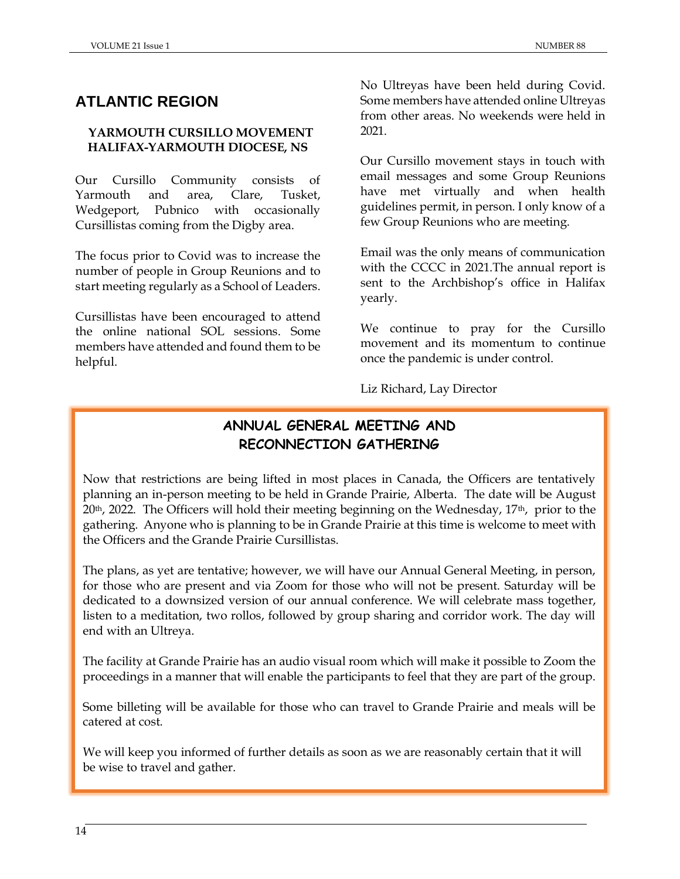## ATLANTIC REGION

### YARMOUTH CURSILLO MOVEMENT HALIFAX-YARMOUTH DIOCESE, NS

Our Cursillo Community consists of Yarmouth and area, Clare, Tusket, Wedgeport, Pubnico with occasionally Cursillistas coming from the Digby area.

The focus prior to Covid was to increase the number of people in Group Reunions and to start meeting regularly as a School of Leaders.

Cursillistas have been encouraged to attend the online national SOL sessions. Some members have attended and found them to be helpful.

No Ultreyas have been held during Covid. Some members have attended online Ultreyas from other areas. No weekends were held in 2021.

Our Cursillo movement stays in touch with email messages and some Group Reunions have met virtually and when health guidelines permit, in person. I only know of a few Group Reunions who are meeting.

Email was the only means of communication with the CCCC in 2021.The annual report is sent to the Archbishop's office in Halifax yearly.

We continue to pray for the Cursillo movement and its momentum to continue once the pandemic is under control.

Liz Richard, Lay Director

### ANNUAL GENERAL MEETING AND RECONNECTION GATHERING

Now that restrictions are being lifted in most places in Canada, the Officers are tentatively planning an in-person meeting to be held in Grande Prairie, Alberta. The date will be August 20th, 2022. The Officers will hold their meeting beginning on the Wednesday, 17th, prior to the gathering. Anyone who is planning to be in Grande Prairie at this time is welcome to meet with the Officers and the Grande Prairie Cursillistas.

The plans, as yet are tentative; however, we will have our Annual General Meeting, in person, for those who are present and via Zoom for those who will not be present. Saturday will be dedicated to a downsized version of our annual conference. We will celebrate mass together, listen to a meditation, two rollos, followed by group sharing and corridor work. The day will end with an Ultreya.

The facility at Grande Prairie has an audio visual room which will make it possible to Zoom the proceedings in a manner that will enable the participants to feel that they are part of the group.

Some billeting will be available for those who can travel to Grande Prairie and meals will be catered at cost.

We will keep you informed of further details as soon as we are reasonably certain that it will be wise to travel and gather.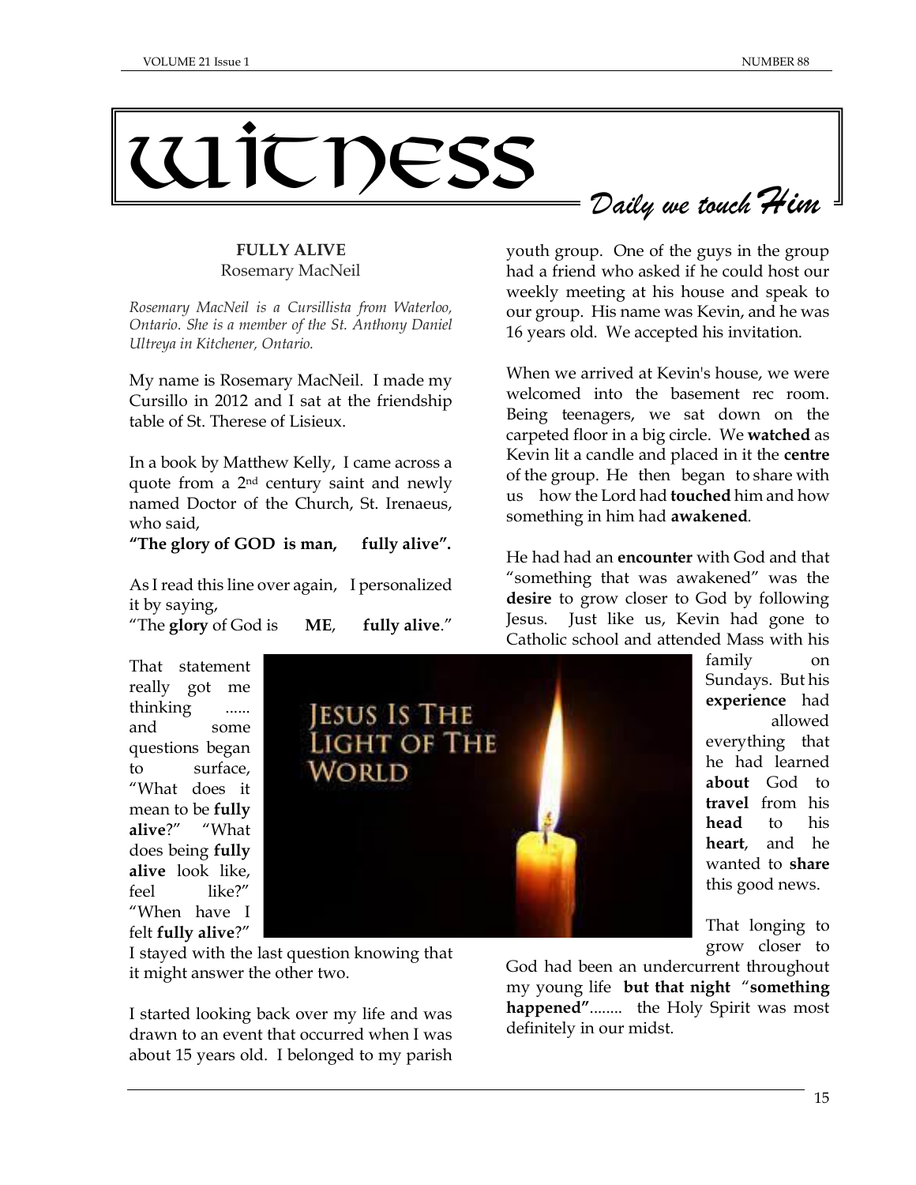# Witness

*Daily we touch Him*

## FULLY ALIVE

Rosemary MacNeil

*Rosemary MacNeil is a Cursillista from Waterloo, Ontario. She is a member of the St. Anthony Daniel Ultreya in Kitchener, Ontario.*

My name is Rosemary MacNeil. I made my Cursillo in 2012 and I sat at the friendship table of St. Therese of Lisieux.

In a book by Matthew Kelly, I came across a quote from a 2nd century saint and newly named Doctor of the Church, St. Irenaeus, who said,

**"The glory of GOD is man, fully alive".**

As I read this line over again, I personalized it by saying,

"The **glory** of God is **ME**, **fully alive**."

That statement really got me thinking ...... and some questions began to surface, "What does it mean to be **fully alive**?" "What does being **fully alive** look like, feel like?" "When have I felt **fully alive**?"

I stayed with the last question knowing that it might answer the other two.

I started looking back over my life and was drawn to an event that occurred when I was about 15 years old. I belonged to my parish youth group. One of the guys in the group had a friend who asked if he could host our weekly meeting at his house and speak to our group. His name was Kevin, and he was 16 years old. We accepted his invitation.

When we arrived at Kevin's house, we were welcomed into the basement rec room. Being teenagers, we sat down on the carpeted floor in a big circle. We **watched** as Kevin lit a candle and placed in it the **centre** of the group. He then began to share with us how the Lord had **touched** him and how something in him had **awakened**.

He had had an **encounter** with God and that "something that was awakened" was the **desire** to grow closer to God by following Jesus. Just like us, Kevin had gone to Catholic school and attended Mass with his family on Sundays. But his **experience** had allowed everything that he had learned **about** God to **travel** from his **head** to his **heart**, and he wanted to **share** this good news.

That longing to grow closer to God had been an undercurrent throughout my young life **but that night "something happened"**........ the Holy Spirit was most definitely in our midst.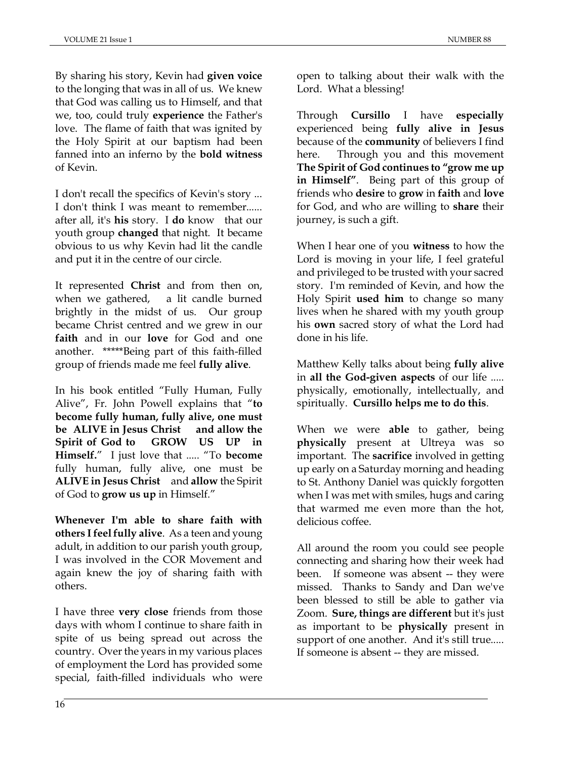By sharing his story, Kevin had **given voice** to the longing that was in all of us. We knew that God was calling us to Himself, and that we, too, could truly **experience** the Father's love. The flame of faith that was ignited by the Holy Spirit at our baptism had been fanned into an inferno by the **bold witness** of Kevin.

I don't recall the specifics of Kevin's story ... I don't think I was meant to remember...... after all, it's **his** story. I **do** know that our youth group **changed** that night. It became obvious to us why Kevin had lit the candle and put it in the centre of our circle.

It represented **Christ** and from then on, when we gathered, a lit candle burned brightly in the midst of us. Our group became Christ centred and we grew in our **faith** and in our **love** for God and one another. *****Being part of this faith-filled group of friends made me feel **fully alive**.

In his book entitled "Fully Human, Fully Alive", Fr. John Powell explains that "**to become fully human, fully alive, one must be ALIVE in Jesus Christ and allow the Spirit of God to GROW US UP in Himself.**" I just love that ..... "To **become** fully human, fully alive, one must be **ALIVE in Jesus Christ** and **allow** the Spirit of God to **grow us up** in Himself."

**Whenever I'm able to share faith with others I feel fully alive**. As a teen and young adult, in addition to our parish youth group, I was involved in the COR Movement and again knew the joy of sharing faith with others.

I have three **very close** friends from those days with whom I continue to share faith in spite of us being spread out across the country. Over the years in my various places of employment the Lord has provided some special, faith-filled individuals who were open to talking about their walk with the Lord. What a blessing!

Through **Cursillo** I have **especially** experienced being **fully alive in Jesus** because of the **community** of believers I find here. Through you and this movement **The Spirit of God continues to "grow me up in Himself"**. Being part of this group of friends who **desire** to **grow** in **faith** and **love** for God, and who are willing to **share** their journey, is such a gift.

When I hear one of you **witness** to how the Lord is moving in your life, I feel grateful and privileged to be trusted with your sacred story. I'm reminded of Kevin, and how the Holy Spirit **used him** to change so many lives when he shared with my youth group his **own** sacred story of what the Lord had done in his life.

Matthew Kelly talks about being **fully alive** in **all the God-given aspects** of our life ..... physically, emotionally, intellectually, and spiritually. **Cursillo helps me to do this**.

When we were **able** to gather, being **physically** present at Ultreya was so important. The **sacrifice** involved in getting up early on a Saturday morning and heading to St. Anthony Daniel was quickly forgotten when I was met with smiles, hugs and caring that warmed me even more than the hot, delicious coffee.

All around the room you could see people connecting and sharing how their week had been. If someone was absent -- they were missed. Thanks to Sandy and Dan we've been blessed to still be able to gather via Zoom. **Sure, things are different** but it's just as important to be **physically** present in support of one another. And it's still true..... If someone is absent -- they are missed.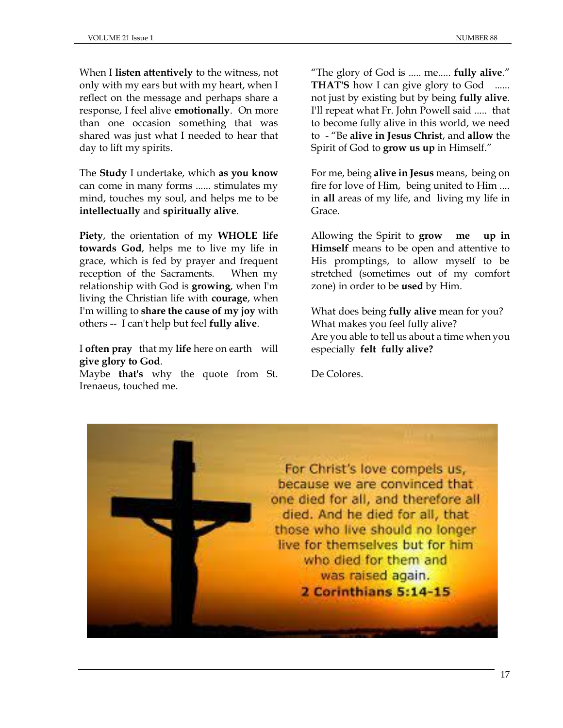When I **listen attentively** to the witness, not only with my ears but with my heart, when I reflect on the message and perhaps share a response, I feel alive **emotionally**. On more than one occasion something that was shared was just what I needed to hear that day to lift my spirits.

The **Study** I undertake, which **as you know** can come in many forms ...... stimulates my mind, touches my soul, and helps me to be **intellectually** and **spiritually alive**.

**Piety**, the orientation of my **WHOLE life towards God**, helps me to live my life in grace, which is fed by prayer and frequent reception of the Sacraments. When my relationship with God is **growing**, when I'm living the Christian life with **courage**, when I'm willing to **share the cause of my joy** with others -- I can't help but feel **fully alive**.

I **often pray** that my **life** here on earth will **give glory to God**.
Maybe **that's** why the quote from St. Irenaeus, touched me.

"The glory of God is ..... me..... **fully alive**." **THAT'S** how I can give glory to God ...... not just by existing but by being **fully alive**. I'll repeat what Fr. John Powell said ..... that to become fully alive in this world, we need to - "Be **alive in Jesus Christ**, and **allow** the Spirit of God to **grow us up** in Himself."

For me, being **alive in Jesus** means, being on fire for love of Him, being united to Him .... in **all** areas of my life, and living my life in Grace.

Allowing the Spirit to **grow me up in Himself** means to be open and attentive to His promptings, to allow myself to be stretched (sometimes out of my comfort zone) in order to be **used** by Him.

What does being **fully alive** mean for you?
What makes you feel fully alive?
Are you able to tell us about a time when you especially **felt fully alive?**

De Colores.

For Christ's love compels us, because we are convinced that one died for all, and therefore all died. And he died for all, that those who live should no longer live for themselves but for him who died for them and was raised again.
**2 Corinthians 5:14-15**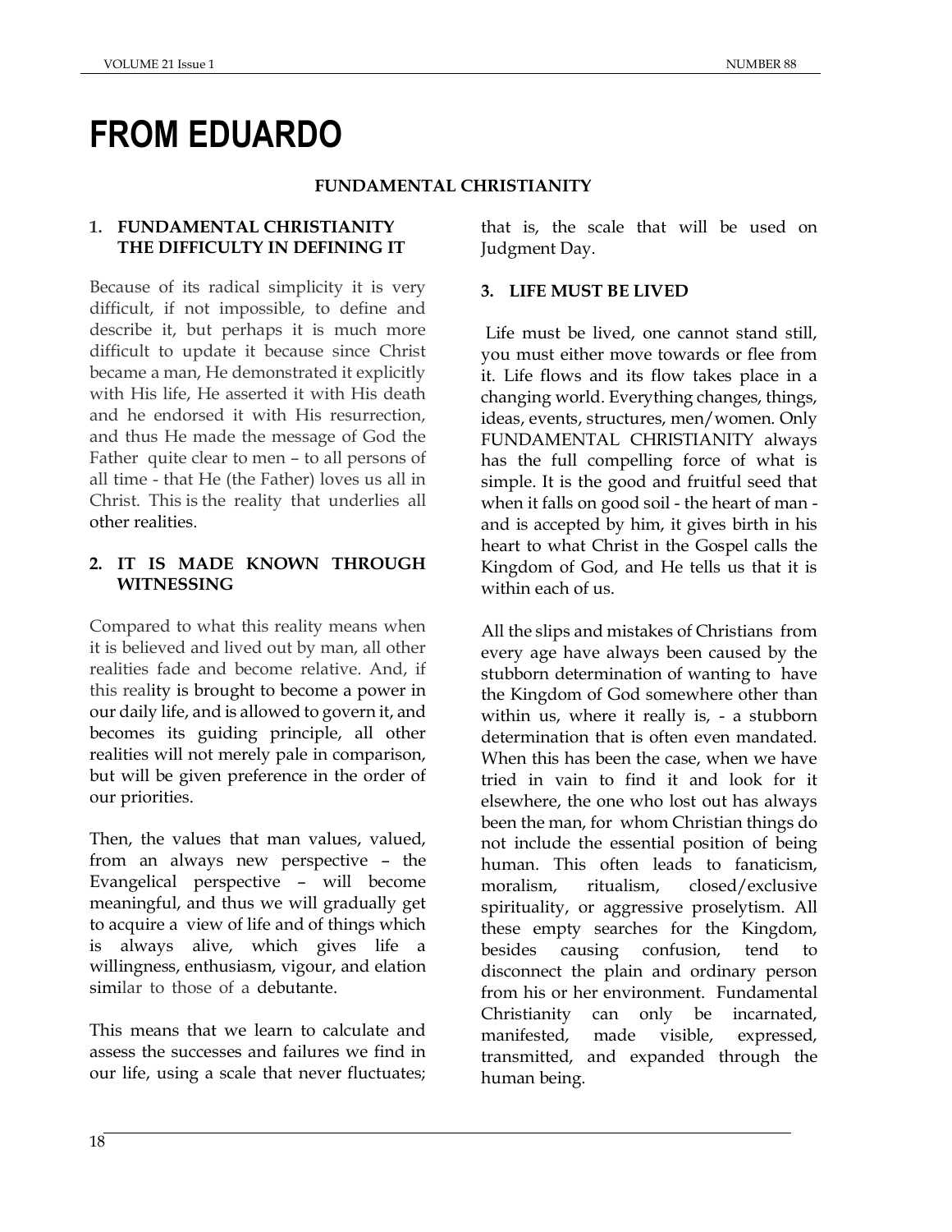# FROM EDUARDO

**FUNDAMENTAL CHRISTIANITY**

## 1. FUNDAMENTAL CHRISTIANITY THE DIFFICULTY IN DEFINING IT

Because of its radical simplicity it is very difficult, if not impossible, to define and describe it, but perhaps it is much more difficult to update it because since Christ became a man, He demonstrated it explicitly with His life, He asserted it with His death and he endorsed it with His resurrection, and thus He made the message of God the Father quite clear to men – to all persons of all time - that He (the Father) loves us all in Christ. This is the reality that underlies all other realities.

## 2. IT IS MADE KNOWN THROUGH WITNESSING

Compared to what this reality means when it is believed and lived out by man, all other realities fade and become relative. And, if this reality is brought to become a power in our daily life, and is allowed to govern it, and becomes its guiding principle, all other realities will not merely pale in comparison, but will be given preference in the order of our priorities.

Then, the values that man values, valued, from an always new perspective – the Evangelical perspective – will become meaningful, and thus we will gradually get to acquire a view of life and of things which is always alive, which gives life a willingness, enthusiasm, vigour, and elation similar to those of a debutante.

This means that we learn to calculate and assess the successes and failures we find in our life, using a scale that never fluctuates; that is, the scale that will be used on Judgment Day.

## 3. LIFE MUST BE LIVED

Life must be lived, one cannot stand still, you must either move towards or flee from it. Life flows and its flow takes place in a changing world. Everything changes, things, ideas, events, structures, men/women. Only FUNDAMENTAL CHRISTIANITY always has the full compelling force of what is simple. It is the good and fruitful seed that when it falls on good soil - the heart of man - and is accepted by him, it gives birth in his heart to what Christ in the Gospel calls the Kingdom of God, and He tells us that it is within each of us.

All the slips and mistakes of Christians from every age have always been caused by the stubborn determination of wanting to have the Kingdom of God somewhere other than within us, where it really is, - a stubborn determination that is often even mandated. When this has been the case, when we have tried in vain to find it and look for it elsewhere, the one who lost out has always been the man, for whom Christian things do not include the essential position of being human. This often leads to fanaticism, moralism, ritualism, closed/exclusive spirituality, or aggressive proselytism. All these empty searches for the Kingdom, besides causing confusion, tend to disconnect the plain and ordinary person from his or her environment. Fundamental Christianity can only be incarnated, manifested, made visible, expressed, transmitted, and expanded through the human being.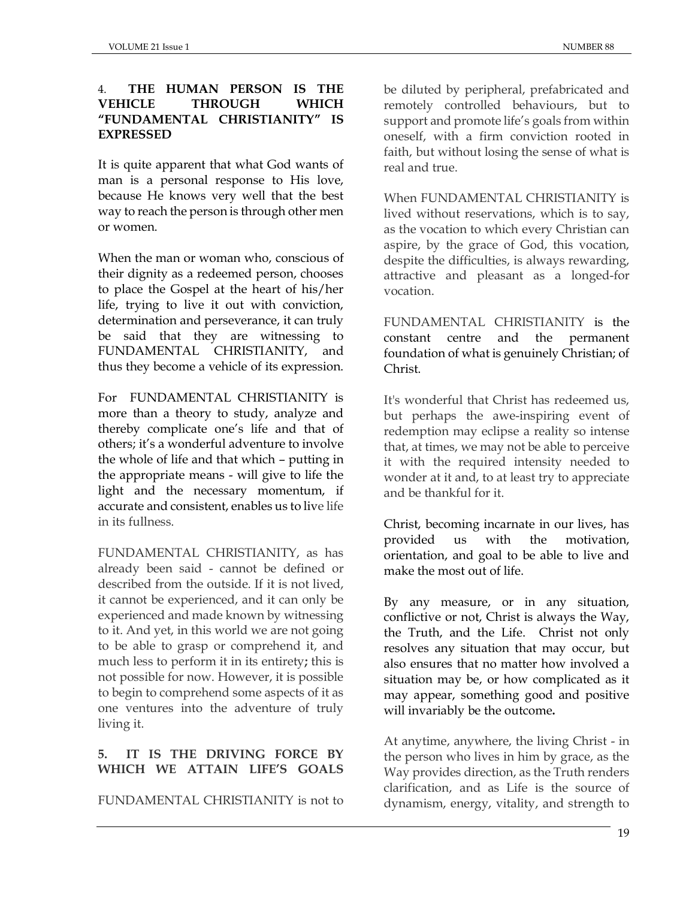### 4. THE HUMAN PERSON IS THE VEHICLE THROUGH WHICH "FUNDAMENTAL CHRISTIANITY" IS EXPRESSED

It is quite apparent that what God wants of man is a personal response to His love, because He knows very well that the best way to reach the person is through other men or women.

When the man or woman who, conscious of their dignity as a redeemed person, chooses to place the Gospel at the heart of his/her life, trying to live it out with conviction, determination and perseverance, it can truly be said that they are witnessing to FUNDAMENTAL CHRISTIANITY, and thus they become a vehicle of its expression.

For FUNDAMENTAL CHRISTIANITY is more than a theory to study, analyze and thereby complicate one's life and that of others; it's a wonderful adventure to involve the whole of life and that which – putting in the appropriate means - will give to life the light and the necessary momentum, if accurate and consistent, enables us to live life in its fullness.

FUNDAMENTAL CHRISTIANITY, as has already been said - cannot be defined or described from the outside. If it is not lived, it cannot be experienced, and it can only be experienced and made known by witnessing to it. And yet, in this world we are not going to be able to grasp or comprehend it, and much less to perform it in its entirety**;** this is not possible for now. However, it is possible to begin to comprehend some aspects of it as one ventures into the adventure of truly living it.

### 5. IT IS THE DRIVING FORCE BY WHICH WE ATTAIN LIFE'S GOALS

FUNDAMENTAL CHRISTIANITY is not to be diluted by peripheral, prefabricated and remotely controlled behaviours, but to support and promote life's goals from within oneself, with a firm conviction rooted in faith, but without losing the sense of what is real and true.

When FUNDAMENTAL CHRISTIANITY is lived without reservations, which is to say, as the vocation to which every Christian can aspire, by the grace of God, this vocation, despite the difficulties, is always rewarding, attractive and pleasant as a longed-for vocation.

FUNDAMENTAL CHRISTIANITY is the constant centre and the permanent foundation of what is genuinely Christian; of Christ.

It's wonderful that Christ has redeemed us, but perhaps the awe-inspiring event of redemption may eclipse a reality so intense that, at times, we may not be able to perceive it with the required intensity needed to wonder at it and, to at least try to appreciate and be thankful for it.

Christ, becoming incarnate in our lives, has provided us with the motivation, orientation, and goal to be able to live and make the most out of life.

By any measure, or in any situation, conflictive or not, Christ is always the Way, the Truth, and the Life. Christ not only resolves any situation that may occur, but also ensures that no matter how involved a situation may be, or how complicated as it may appear, something good and positive will invariably be the outcome**.**

At anytime, anywhere, the living Christ - in the person who lives in him by grace, as the Way provides direction, as the Truth renders clarification, and as Life is the source of dynamism, energy, vitality, and strength to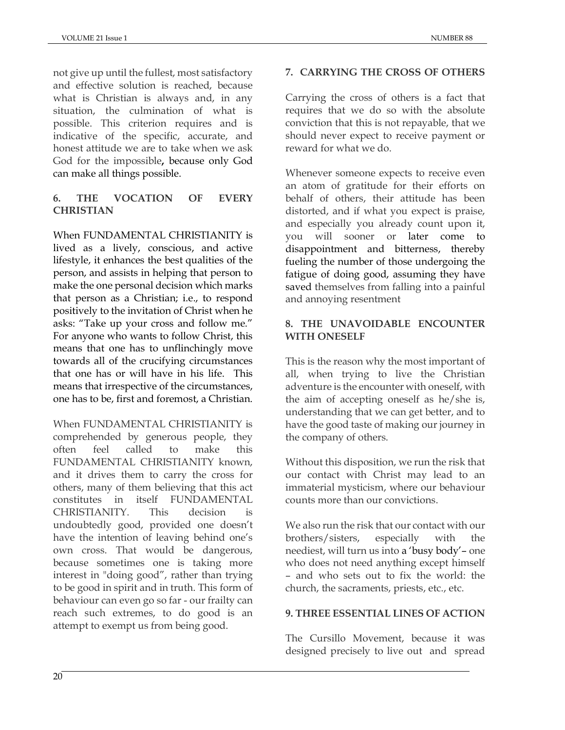not give up until the fullest, most satisfactory and effective solution is reached, because what is Christian is always and, in any situation, the culmination of what is possible. This criterion requires and is indicative of the specific, accurate, and honest attitude we are to take when we ask God for the impossible, because only God can make all things possible.

### 6. THE VOCATION OF EVERY CHRISTIAN

When FUNDAMENTAL CHRISTIANITY is lived as a lively, conscious, and active lifestyle, it enhances the best qualities of the person, and assists in helping that person to make the one personal decision which marks that person as a Christian; i.e., to respond positively to the invitation of Christ when he asks: "Take up your cross and follow me." For anyone who wants to follow Christ, this means that one has to unflinchingly move towards all of the crucifying circumstances that one has or will have in his life. This means that irrespective of the circumstances, one has to be, first and foremost, a Christian.

When FUNDAMENTAL CHRISTIANITY is comprehended by generous people, they often feel called to make this FUNDAMENTAL CHRISTIANITY known, and it drives them to carry the cross for others, many of them believing that this act constitutes in itself FUNDAMENTAL CHRISTIANITY. This decision is undoubtedly good, provided one doesn't have the intention of leaving behind one's own cross. That would be dangerous, because sometimes one is taking more interest in "doing good", rather than trying to be good in spirit and in truth. This form of behaviour can even go so far - our frailty can reach such extremes, to do good is an attempt to exempt us from being good.

### 7. CARRYING THE CROSS OF OTHERS

Carrying the cross of others is a fact that requires that we do so with the absolute conviction that this is not repayable, that we should never expect to receive payment or reward for what we do.

Whenever someone expects to receive even an atom of gratitude for their efforts on behalf of others, their attitude has been distorted, and if what you expect is praise, and especially you already count upon it, you will sooner or later come to disappointment and bitterness, thereby fueling the number of those undergoing the fatigue of doing good, assuming they have saved themselves from falling into a painful and annoying resentment

### 8. THE UNAVOIDABLE ENCOUNTER WITH ONESELF

This is the reason why the most important of all, when trying to live the Christian adventure is the encounter with oneself, with the aim of accepting oneself as he/she is, understanding that we can get better, and to have the good taste of making our journey in the company of others.

Without this disposition, we run the risk that our contact with Christ may lead to an immaterial mysticism, where our behaviour counts more than our convictions.

We also run the risk that our contact with our brothers/sisters, especially with the neediest, will turn us into a 'busy body'– one who does not need anything except himself – and who sets out to fix the world: the church, the sacraments, priests, etc., etc.

### 9. THREE ESSENTIAL LINES OF ACTION

The Cursillo Movement, because it was designed precisely to live out and spread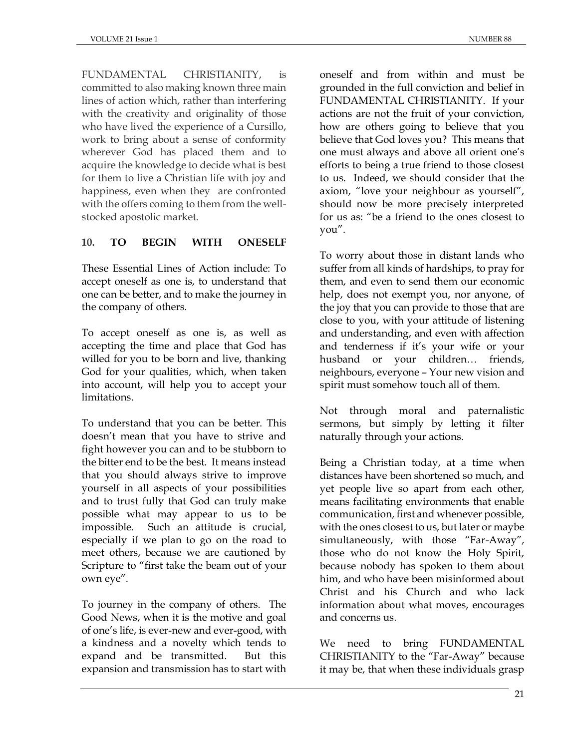FUNDAMENTAL CHRISTIANITY, is committed to also making known three main lines of action which, rather than interfering with the creativity and originality of those who have lived the experience of a Cursillo, work to bring about a sense of conformity wherever God has placed them and to acquire the knowledge to decide what is best for them to live a Christian life with joy and happiness, even when they are confronted with the offers coming to them from the well-stocked apostolic market.

**10. TO BEGIN WITH ONESELF**

These Essential Lines of Action include: To accept oneself as one is, to understand that one can be better, and to make the journey in the company of others.

To accept oneself as one is, as well as accepting the time and place that God has willed for you to be born and live, thanking God for your qualities, which, when taken into account, will help you to accept your limitations.

To understand that you can be better. This doesn't mean that you have to strive and fight however you can and to be stubborn to the bitter end to be the best. It means instead that you should always strive to improve yourself in all aspects of your possibilities and to trust fully that God can truly make possible what may appear to us to be impossible. Such an attitude is crucial, especially if we plan to go on the road to meet others, because we are cautioned by Scripture to "first take the beam out of your own eye".

To journey in the company of others. The Good News, when it is the motive and goal of one's life, is ever-new and ever-good, with a kindness and a novelty which tends to expand and be transmitted. But this expansion and transmission has to start with oneself and from within and must be grounded in the full conviction and belief in FUNDAMENTAL CHRISTIANITY. If your actions are not the fruit of your conviction, how are others going to believe that you believe that God loves you? This means that one must always and above all orient one's efforts to being a true friend to those closest to us. Indeed, we should consider that the axiom, "love your neighbour as yourself", should now be more precisely interpreted for us as: "be a friend to the ones closest to you".

To worry about those in distant lands who suffer from all kinds of hardships, to pray for them, and even to send them our economic help, does not exempt you, nor anyone, of the joy that you can provide to those that are close to you, with your attitude of listening and understanding, and even with affection and tenderness if it's your wife or your husband or your children… friends, neighbours, everyone – Your new vision and spirit must somehow touch all of them.

Not through moral and paternalistic sermons, but simply by letting it filter naturally through your actions.

Being a Christian today, at a time when distances have been shortened so much, and yet people live so apart from each other, means facilitating environments that enable communication, first and whenever possible, with the ones closest to us, but later or maybe simultaneously, with those "Far-Away", those who do not know the Holy Spirit, because nobody has spoken to them about him, and who have been misinformed about Christ and his Church and who lack information about what moves, encourages and concerns us.

We need to bring FUNDAMENTAL CHRISTIANITY to the "Far-Away" because it may be, that when these individuals grasp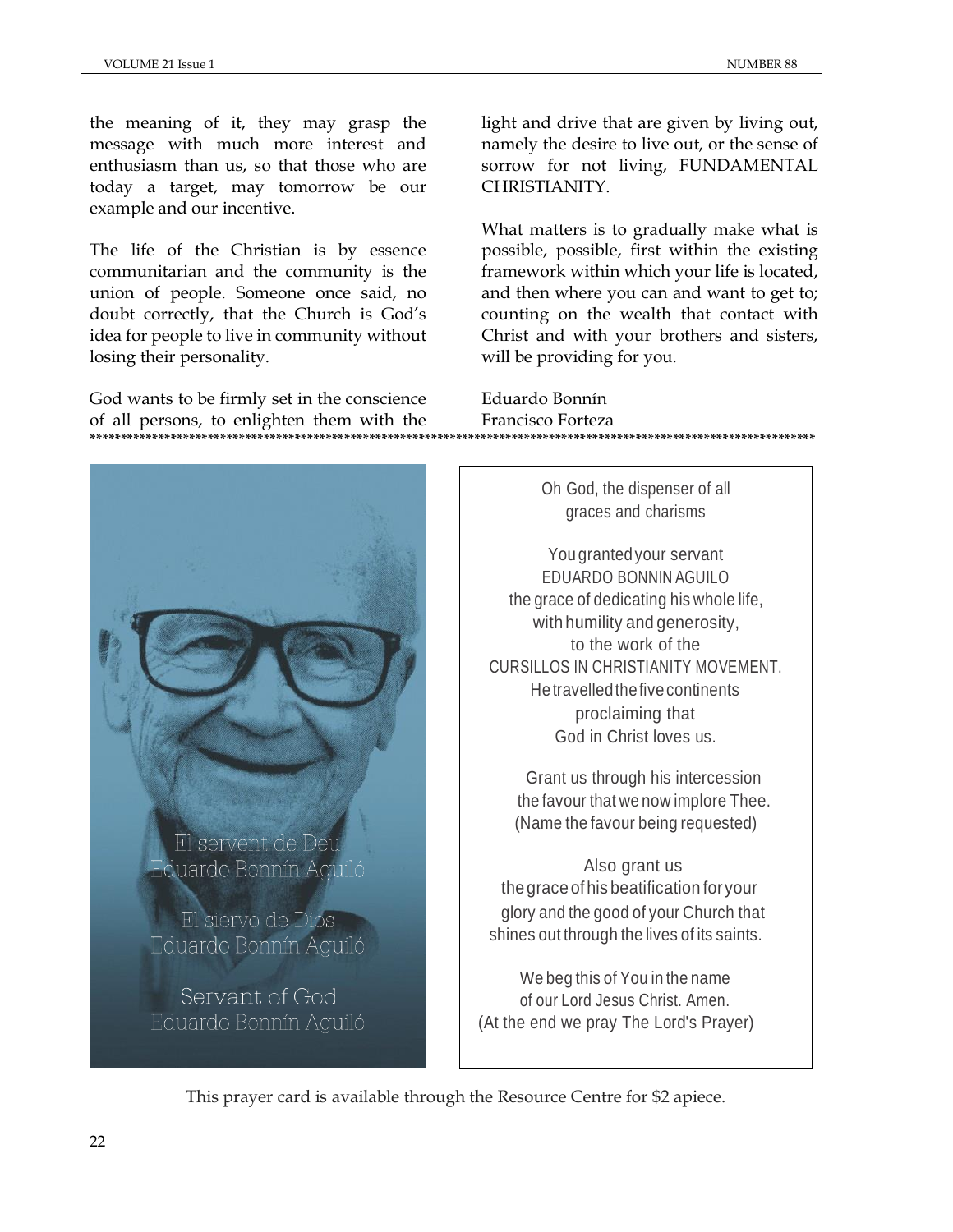the meaning of it, they may grasp the message with much more interest and enthusiasm than us, so that those who are today a target, may tomorrow be our example and our incentive.

The life of the Christian is by essence communitarian and the community is the union of people. Someone once said, no doubt correctly, that the Church is God's idea for people to live in community without losing their personality.

God wants to be firmly set in the conscience of all persons, to enlighten them with the light and drive that are given by living out, namely the desire to live out, or the sense of sorrow for not living, FUNDAMENTAL CHRISTIANITY.

What matters is to gradually make what is possible, possible, first within the existing framework within which your life is located, and then where you can and want to get to; counting on the wealth that contact with Christ and with your brothers and sisters, will be providing for you.

Eduardo Bonnín
Francisco Forteza

************************************************************************************************************

El servent de Deu
Eduardo Bonnín Aguiló

El siervo de Dios
Eduardo Bonnín Aguiló

Servant of God
Eduardo Bonnín Aguiló

Oh God, the dispenser of all
graces and charisms

You granted your servant
EDUARDO BONNIN AGUILO
the grace of dedicating his whole life,
with humility and generosity,
to the work of the
CURSILLOS IN CHRISTIANITY MOVEMENT.
He travelled the five continents
proclaiming that
God in Christ loves us.

Grant us through his intercession
the favour that we now implore Thee.
(Name the favour being requested)

Also grant us
the grace of his beatification for your
glory and the good of your Church that
shines out through the lives of its saints.

We beg this of You in the name
of our Lord Jesus Christ. Amen.
(At the end we pray The Lord's Prayer)

This prayer card is available through the Resource Centre for $2 apiece.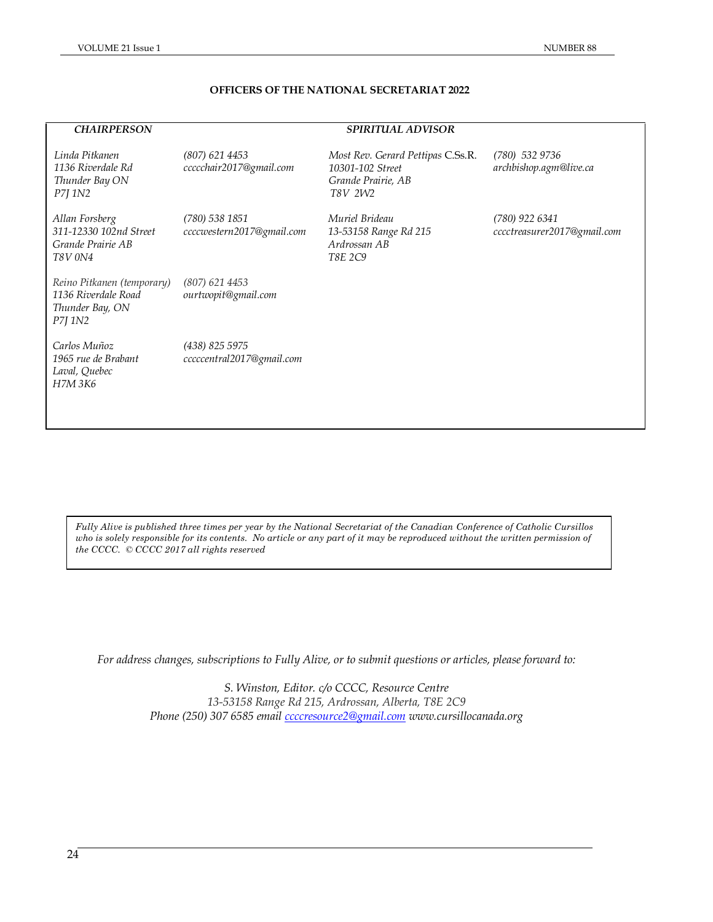**OFFICERS OF THE NATIONAL SECRETARIAT 2022**

| ***CHAIRPERSON*** | | ***SPIRITUAL ADVISOR*** | |
|---|---|---|---|
| *Linda Pitkanen*<br>*1136 Riverdale Rd*<br>*Thunder Bay ON*<br>*P7J 1N2* | *(807) 621 4453*<br>*cccchair2017@gmail.com* | *Most Rev. Gerard Pettipas* C.Ss.R.<br>*10301-102 Street*<br>*Grande Prairie, AB*<br>*T8V 2W2* | *(780) 532 9736*<br>*archbishop.agm@live.ca* |
| *Allan Forsberg*<br>*311-12330 102nd Street*<br>*Grande Prairie AB*<br>*T8V 0N4* | *(780) 538 1851*<br>*ccccwestern2017@gmail.com* | *Muriel Brideau*<br>*13-53158 Range Rd 215*<br>*Ardrossan AB*<br>*T8E 2C9* | *(780) 922 6341*<br>*cccctreasurer2017@gmail.com* |
| *Reino Pitkanen (temporary)*<br>*1136 Riverdale Road*<br>*Thunder Bay, ON*<br>*P7J 1N2* | *(807) 621 4453*<br>*ourtwopit@gmail.com* | | |
| *Carlos Muñoz*<br>*1965 rue de Brabant*<br>*Laval, Quebec*<br>*H7M 3K6* | *(438) 825 5975*<br>*cccccentral2017@gmail.com* | | |

*Fully Alive is published three times per year by the National Secretariat of the Canadian Conference of Catholic Cursillos who is solely responsible for its contents. No article or any part of it may be reproduced without the written permission of the CCCC. © CCCC 2017 all rights reserved*

*For address changes, subscriptions to Fully Alive, or to submit questions or articles, please forward to:*

*S. Winston, Editor. c/o CCCC, Resource Centre*
*13-53158 Range Rd 215, Ardrossan, Alberta, T8E 2C9*
*Phone (250) 307 6585 email ccccresource2@gmail.com www.cursillocanada.org*